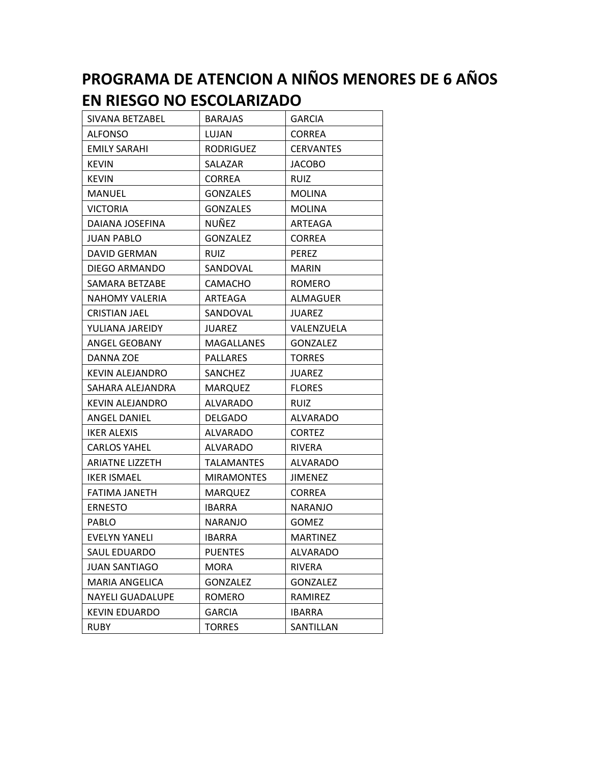# PROGRAMA DE ATENCION A NIÑOS MENORES DE 6 AÑOS EN RIESGO NO ESCOLARIZADO

| | | |
|---|---|---|
| SIVANA BETZABEL | BARAJAS | GARCIA |
| ALFONSO | LUJAN | CORREA |
| EMILY SARAHI | RODRIGUEZ | CERVANTES |
| KEVIN | SALAZAR | JACOBO |
| KEVIN | CORREA | RUIZ |
| MANUEL | GONZALES | MOLINA |
| VICTORIA | GONZALES | MOLINA |
| DAIANA JOSEFINA | NUÑEZ | ARTEAGA |
| JUAN PABLO | GONZALEZ | CORREA |
| DAVID GERMAN | RUIZ | PEREZ |
| DIEGO ARMANDO | SANDOVAL | MARIN |
| SAMARA BETZABE | CAMACHO | ROMERO |
| NAHOMY VALERIA | ARTEAGA | ALMAGUER |
| CRISTIAN JAEL | SANDOVAL | JUAREZ |
| YULIANA JAREIDY | JUAREZ | VALENZUELA |
| ANGEL GEOBANY | MAGALLANES | GONZALEZ |
| DANNA ZOE | PALLARES | TORRES |
| KEVIN ALEJANDRO | SANCHEZ | JUAREZ |
| SAHARA ALEJANDRA | MARQUEZ | FLORES |
| KEVIN ALEJANDRO | ALVARADO | RUIZ |
| ANGEL DANIEL | DELGADO | ALVARADO |
| IKER ALEXIS | ALVARADO | CORTEZ |
| CARLOS YAHEL | ALVARADO | RIVERA |
| ARIATNE LIZZETH | TALAMANTES | ALVARADO |
| IKER ISMAEL | MIRAMONTES | JIMENEZ |
| FATIMA JANETH | MARQUEZ | CORREA |
| ERNESTO | IBARRA | NARANJO |
| PABLO | NARANJO | GOMEZ |
| EVELYN YANELI | IBARRA | MARTINEZ |
| SAUL EDUARDO | PUENTES | ALVARADO |
| JUAN SANTIAGO | MORA | RIVERA |
| MARIA ANGELICA | GONZALEZ | GONZALEZ |
| NAYELI GUADALUPE | ROMERO | RAMIREZ |
| KEVIN EDUARDO | GARCIA | IBARRA |
| RUBY | TORRES | SANTILLAN |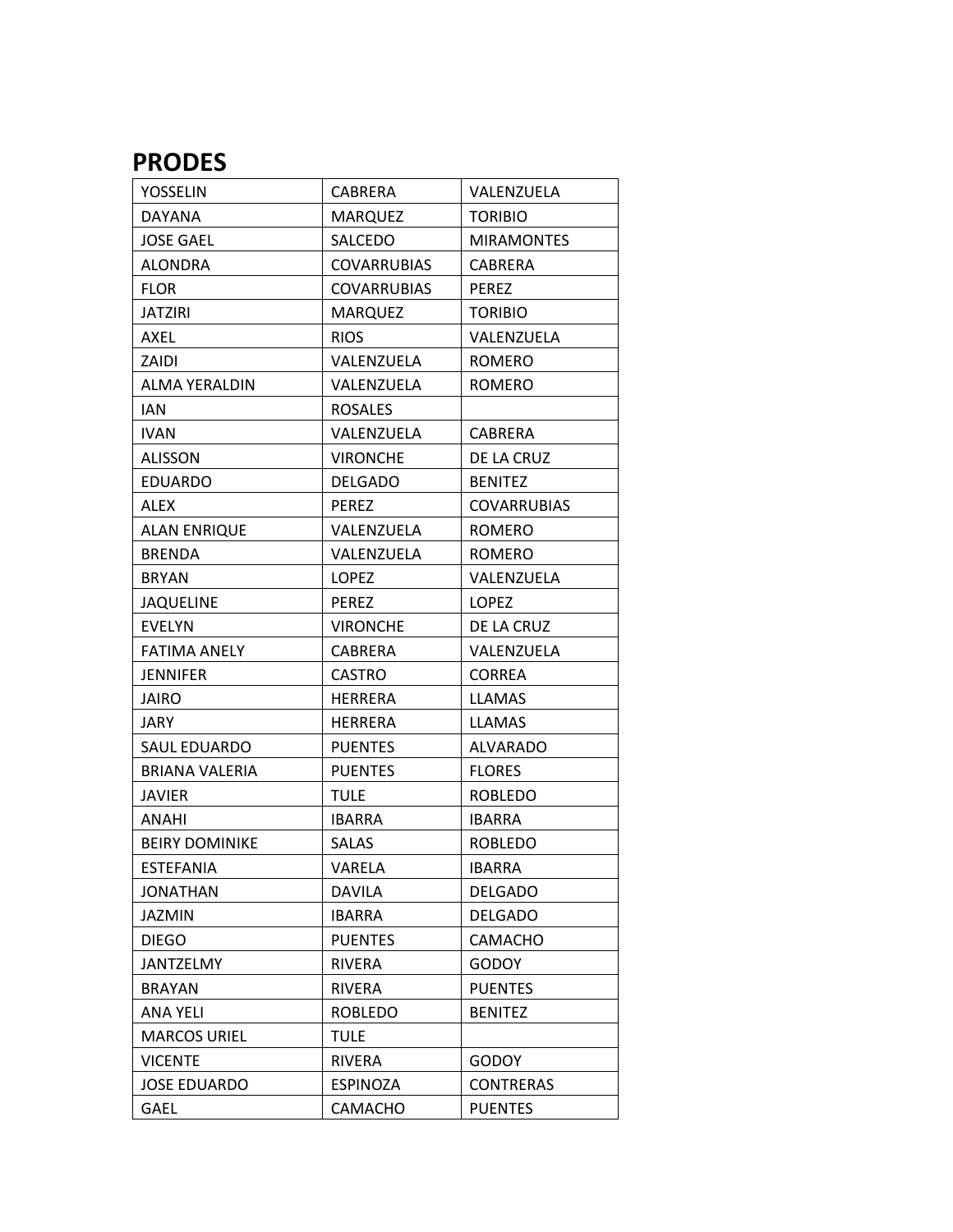## PRODES

| | | |
|---|---|---|
| YOSSELIN | CABRERA | VALENZUELA |
| DAYANA | MARQUEZ | TORIBIO |
| JOSE GAEL | SALCEDO | MIRAMONTES |
| ALONDRA | COVARRUBIAS | CABRERA |
| FLOR | COVARRUBIAS | PEREZ |
| JATZIRI | MARQUEZ | TORIBIO |
| AXEL | RIOS | VALENZUELA |
| ZAIDI | VALENZUELA | ROMERO |
| ALMA YERALDIN | VALENZUELA | ROMERO |
| IAN | ROSALES | |
| IVAN | VALENZUELA | CABRERA |
| ALISSON | VIRONCHE | DE LA CRUZ |
| EDUARDO | DELGADO | BENITEZ |
| ALEX | PEREZ | COVARRUBIAS |
| ALAN ENRIQUE | VALENZUELA | ROMERO |
| BRENDA | VALENZUELA | ROMERO |
| BRYAN | LOPEZ | VALENZUELA |
| JAQUELINE | PEREZ | LOPEZ |
| EVELYN | VIRONCHE | DE LA CRUZ |
| FATIMA ANELY | CABRERA | VALENZUELA |
| JENNIFER | CASTRO | CORREA |
| JAIRO | HERRERA | LLAMAS |
| JARY | HERRERA | LLAMAS |
| SAUL EDUARDO | PUENTES | ALVARADO |
| BRIANA VALERIA | PUENTES | FLORES |
| JAVIER | TULE | ROBLEDO |
| ANAHI | IBARRA | IBARRA |
| BEIRY DOMINIKE | SALAS | ROBLEDO |
| ESTEFANIA | VARELA | IBARRA |
| JONATHAN | DAVILA | DELGADO |
| JAZMIN | IBARRA | DELGADO |
| DIEGO | PUENTES | CAMACHO |
| JANTZELMY | RIVERA | GODOY |
| BRAYAN | RIVERA | PUENTES |
| ANA YELI | ROBLEDO | BENITEZ |
| MARCOS URIEL | TULE | |
| VICENTE | RIVERA | GODOY |
| JOSE EDUARDO | ESPINOZA | CONTRERAS |
| GAEL | CAMACHO | PUENTES |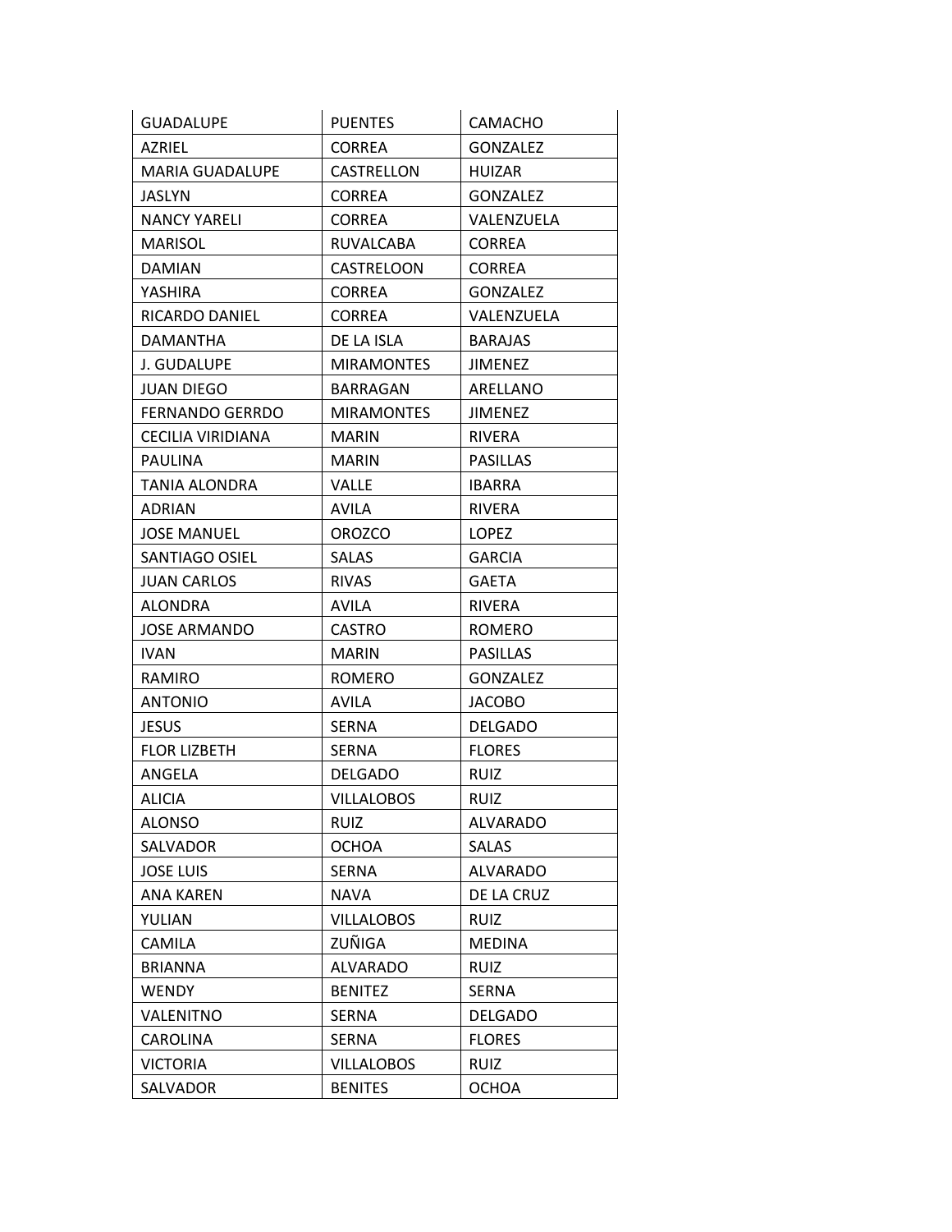| | | |
|---|---|---|
| GUADALUPE | PUENTES | CAMACHO |
| AZRIEL | CORREA | GONZALEZ |
| MARIA GUADALUPE | CASTRELLON | HUIZAR |
| JASLYN | CORREA | GONZALEZ |
| NANCY YARELI | CORREA | VALENZUELA |
| MARISOL | RUVALCABA | CORREA |
| DAMIAN | CASTRELOON | CORREA |
| YASHIRA | CORREA | GONZALEZ |
| RICARDO DANIEL | CORREA | VALENZUELA |
| DAMANTHA | DE LA ISLA | BARAJAS |
| J. GUDALUPE | MIRAMONTES | JIMENEZ |
| JUAN DIEGO | BARRAGAN | ARELLANO |
| FERNANDO GERRDO | MIRAMONTES | JIMENEZ |
| CECILIA VIRIDIANA | MARIN | RIVERA |
| PAULINA | MARIN | PASILLAS |
| TANIA ALONDRA | VALLE | IBARRA |
| ADRIAN | AVILA | RIVERA |
| JOSE MANUEL | OROZCO | LOPEZ |
| SANTIAGO OSIEL | SALAS | GARCIA |
| JUAN CARLOS | RIVAS | GAETA |
| ALONDRA | AVILA | RIVERA |
| JOSE ARMANDO | CASTRO | ROMERO |
| IVAN | MARIN | PASILLAS |
| RAMIRO | ROMERO | GONZALEZ |
| ANTONIO | AVILA | JACOBO |
| JESUS | SERNA | DELGADO |
| FLOR LIZBETH | SERNA | FLORES |
| ANGELA | DELGADO | RUIZ |
| ALICIA | VILLALOBOS | RUIZ |
| ALONSO | RUIZ | ALVARADO |
| SALVADOR | OCHOA | SALAS |
| JOSE LUIS | SERNA | ALVARADO |
| ANA KAREN | NAVA | DE LA CRUZ |
| YULIAN | VILLALOBOS | RUIZ |
| CAMILA | ZUÑIGA | MEDINA |
| BRIANNA | ALVARADO | RUIZ |
| WENDY | BENITEZ | SERNA |
| VALENITNO | SERNA | DELGADO |
| CAROLINA | SERNA | FLORES |
| VICTORIA | VILLALOBOS | RUIZ |
| SALVADOR | BENITES | OCHOA |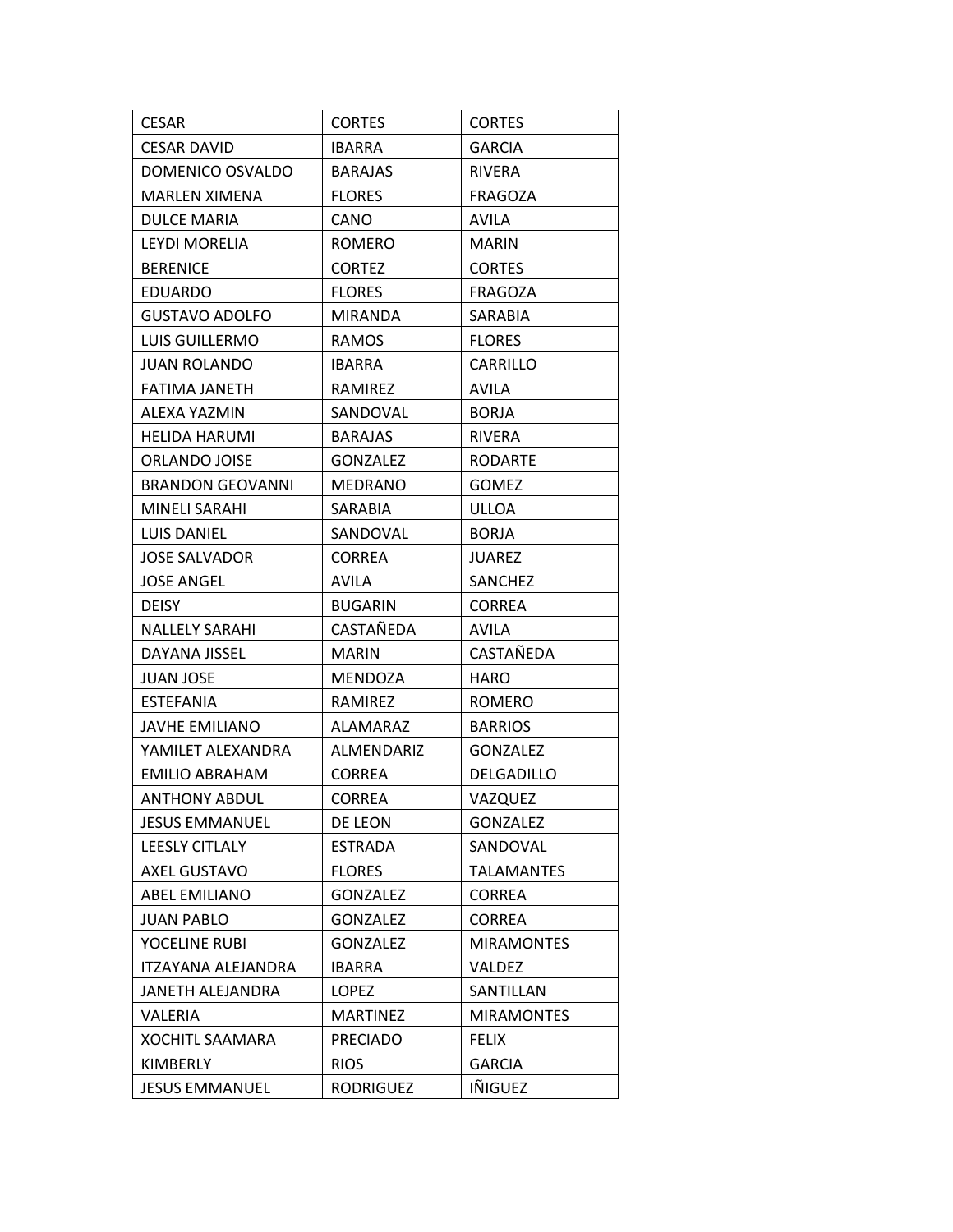| | | |
|---|---|---|
| CESAR | CORTES | CORTES |
| CESAR DAVID | IBARRA | GARCIA |
| DOMENICO OSVALDO | BARAJAS | RIVERA |
| MARLEN XIMENA | FLORES | FRAGOZA |
| DULCE MARIA | CANO | AVILA |
| LEYDI MORELIA | ROMERO | MARIN |
| BERENICE | CORTEZ | CORTES |
| EDUARDO | FLORES | FRAGOZA |
| GUSTAVO ADOLFO | MIRANDA | SARABIA |
| LUIS GUILLERMO | RAMOS | FLORES |
| JUAN ROLANDO | IBARRA | CARRILLO |
| FATIMA JANETH | RAMIREZ | AVILA |
| ALEXA YAZMIN | SANDOVAL | BORJA |
| HELIDA HARUMI | BARAJAS | RIVERA |
| ORLANDO JOISE | GONZALEZ | RODARTE |
| BRANDON GEOVANNI | MEDRANO | GOMEZ |
| MINELI SARAHI | SARABIA | ULLOA |
| LUIS DANIEL | SANDOVAL | BORJA |
| JOSE SALVADOR | CORREA | JUAREZ |
| JOSE ANGEL | AVILA | SANCHEZ |
| DEISY | BUGARIN | CORREA |
| NALLELY SARAHI | CASTAÑEDA | AVILA |
| DAYANA JISSEL | MARIN | CASTAÑEDA |
| JUAN JOSE | MENDOZA | HARO |
| ESTEFANIA | RAMIREZ | ROMERO |
| JAVHE EMILIANO | ALAMARAZ | BARRIOS |
| YAMILET ALEXANDRA | ALMENDARIZ | GONZALEZ |
| EMILIO ABRAHAM | CORREA | DELGADILLO |
| ANTHONY ABDUL | CORREA | VAZQUEZ |
| JESUS EMMANUEL | DE LEON | GONZALEZ |
| LEESLY CITLALY | ESTRADA | SANDOVAL |
| AXEL GUSTAVO | FLORES | TALAMANTES |
| ABEL EMILIANO | GONZALEZ | CORREA |
| JUAN PABLO | GONZALEZ | CORREA |
| YOCELINE RUBI | GONZALEZ | MIRAMONTES |
| ITZAYANA ALEJANDRA | IBARRA | VALDEZ |
| JANETH ALEJANDRA | LOPEZ | SANTILLAN |
| VALERIA | MARTINEZ | MIRAMONTES |
| XOCHITL SAAMARA | PRECIADO | FELIX |
| KIMBERLY | RIOS | GARCIA |
| JESUS EMMANUEL | RODRIGUEZ | IÑIGUEZ |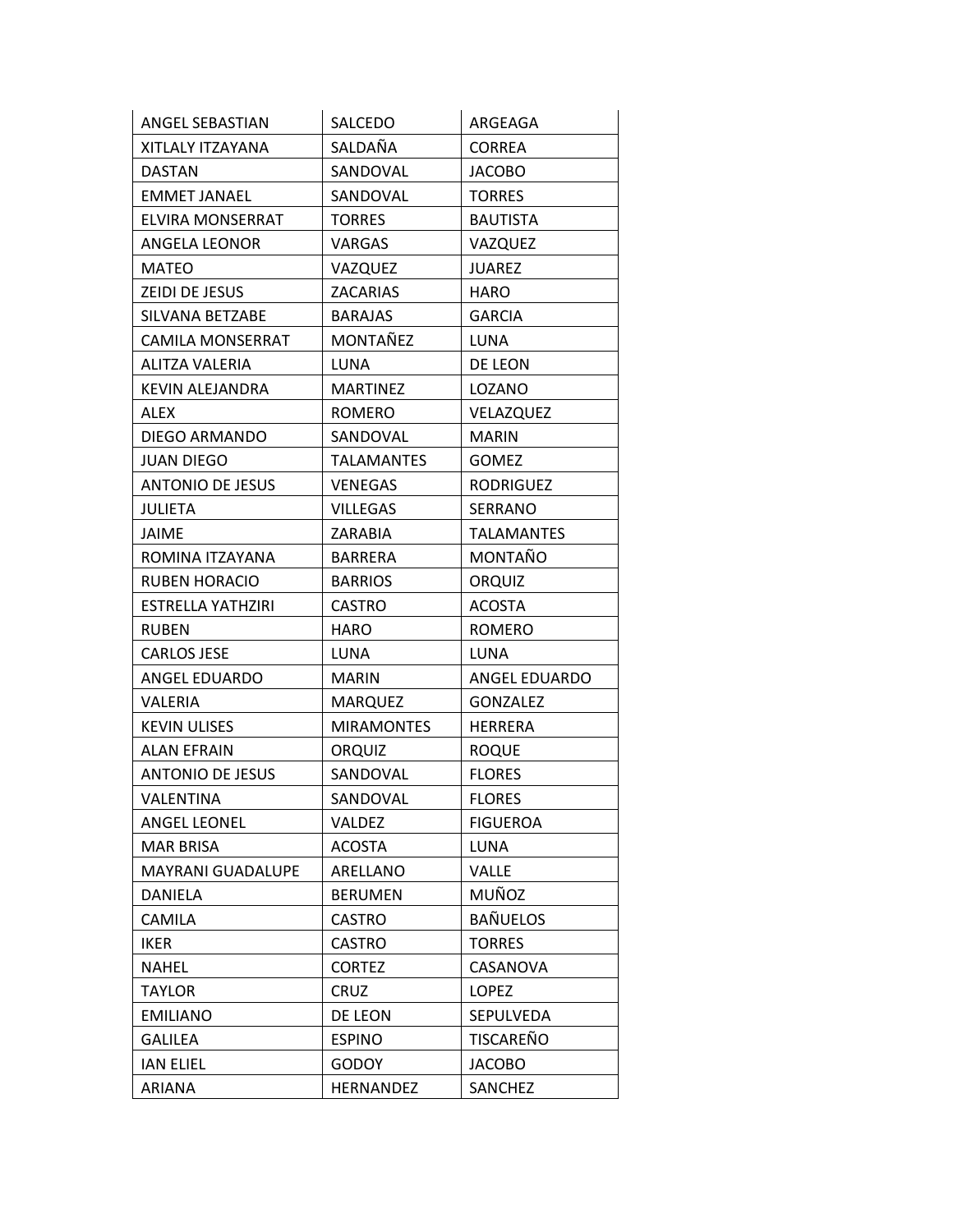| ANGEL SEBASTIAN | SALCEDO | ARGEAGA |
|---|---|---|
| XITLALY ITZAYANA | SALDAÑA | CORREA |
| DASTAN | SANDOVAL | JACOBO |
| EMMET JANAEL | SANDOVAL | TORRES |
| ELVIRA MONSERRAT | TORRES | BAUTISTA |
| ANGELA LEONOR | VARGAS | VAZQUEZ |
| MATEO | VAZQUEZ | JUAREZ |
| ZEIDI DE JESUS | ZACARIAS | HARO |
| SILVANA BETZABE | BARAJAS | GARCIA |
| CAMILA MONSERRAT | MONTAÑEZ | LUNA |
| ALITZA VALERIA | LUNA | DE LEON |
| KEVIN ALEJANDRA | MARTINEZ | LOZANO |
| ALEX | ROMERO | VELAZQUEZ |
| DIEGO ARMANDO | SANDOVAL | MARIN |
| JUAN DIEGO | TALAMANTES | GOMEZ |
| ANTONIO DE JESUS | VENEGAS | RODRIGUEZ |
| JULIETA | VILLEGAS | SERRANO |
| JAIME | ZARABIA | TALAMANTES |
| ROMINA ITZAYANA | BARRERA | MONTAÑO |
| RUBEN HORACIO | BARRIOS | ORQUIZ |
| ESTRELLA YATHZIRI | CASTRO | ACOSTA |
| RUBEN | HARO | ROMERO |
| CARLOS JESE | LUNA | LUNA |
| ANGEL EDUARDO | MARIN | ANGEL EDUARDO |
| VALERIA | MARQUEZ | GONZALEZ |
| KEVIN ULISES | MIRAMONTES | HERRERA |
| ALAN EFRAIN | ORQUIZ | ROQUE |
| ANTONIO DE JESUS | SANDOVAL | FLORES |
| VALENTINA | SANDOVAL | FLORES |
| ANGEL LEONEL | VALDEZ | FIGUEROA |
| MAR BRISA | ACOSTA | LUNA |
| MAYRANI GUADALUPE | ARELLANO | VALLE |
| DANIELA | BERUMEN | MUÑOZ |
| CAMILA | CASTRO | BAÑUELOS |
| IKER | CASTRO | TORRES |
| NAHEL | CORTEZ | CASANOVA |
| TAYLOR | CRUZ | LOPEZ |
| EMILIANO | DE LEON | SEPULVEDA |
| GALILEA | ESPINO | TISCAREÑO |
| IAN ELIEL | GODOY | JACOBO |
| ARIANA | HERNANDEZ | SANCHEZ |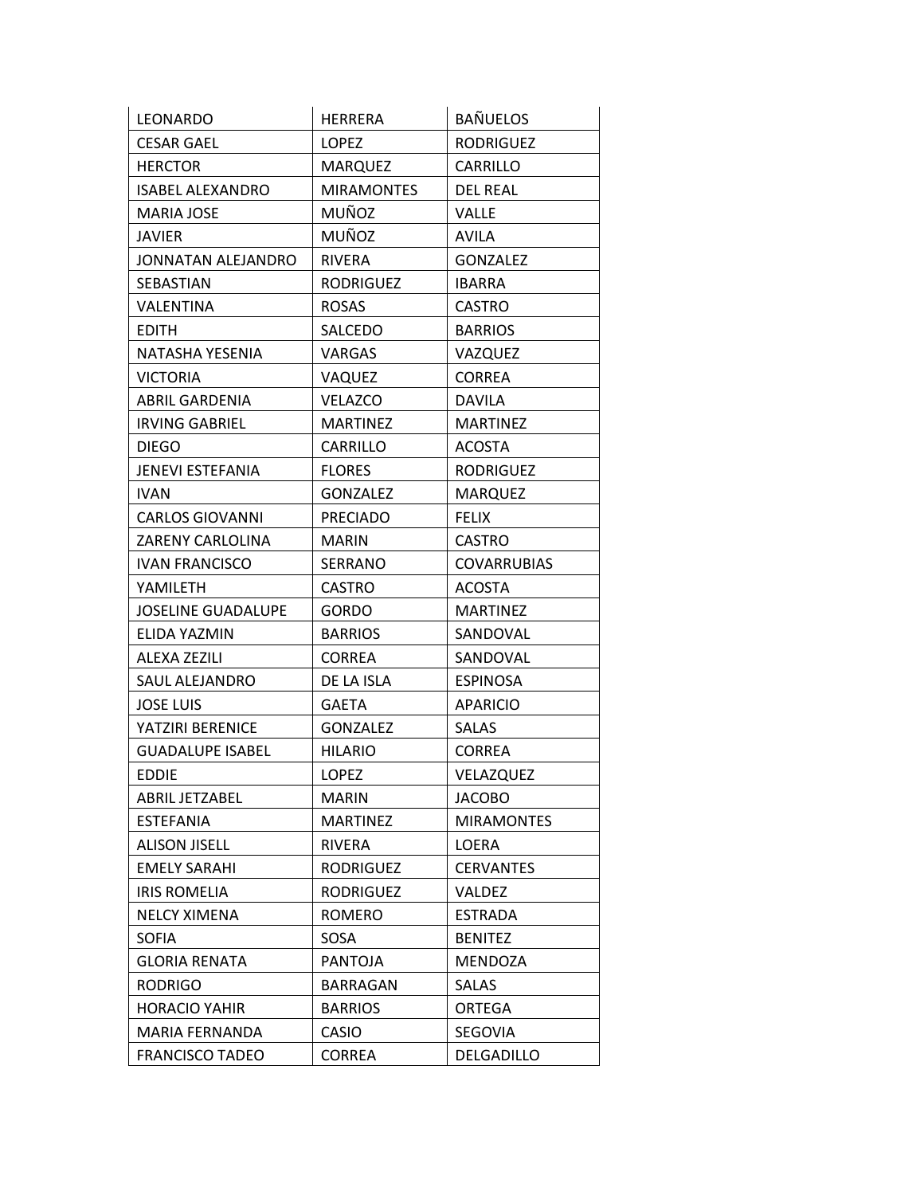| | | |
|---|---|---|
| LEONARDO | HERRERA | BAÑUELOS |
| CESAR GAEL | LOPEZ | RODRIGUEZ |
| HERCTOR | MARQUEZ | CARRILLO |
| ISABEL ALEXANDRO | MIRAMONTES | DEL REAL |
| MARIA JOSE | MUÑOZ | VALLE |
| JAVIER | MUÑOZ | AVILA |
| JONNATAN ALEJANDRO | RIVERA | GONZALEZ |
| SEBASTIAN | RODRIGUEZ | IBARRA |
| VALENTINA | ROSAS | CASTRO |
| EDITH | SALCEDO | BARRIOS |
| NATASHA YESENIA | VARGAS | VAZQUEZ |
| VICTORIA | VAQUEZ | CORREA |
| ABRIL GARDENIA | VELAZCO | DAVILA |
| IRVING GABRIEL | MARTINEZ | MARTINEZ |
| DIEGO | CARRILLO | ACOSTA |
| JENEVI ESTEFANIA | FLORES | RODRIGUEZ |
| IVAN | GONZALEZ | MARQUEZ |
| CARLOS GIOVANNI | PRECIADO | FELIX |
| ZARENY CARLOLINA | MARIN | CASTRO |
| IVAN FRANCISCO | SERRANO | COVARRUBIAS |
| YAMILETH | CASTRO | ACOSTA |
| JOSELINE GUADALUPE | GORDO | MARTINEZ |
| ELIDA YAZMIN | BARRIOS | SANDOVAL |
| ALEXA ZEZILI | CORREA | SANDOVAL |
| SAUL ALEJANDRO | DE LA ISLA | ESPINOSA |
| JOSE LUIS | GAETA | APARICIO |
| YATZIRI BERENICE | GONZALEZ | SALAS |
| GUADALUPE ISABEL | HILARIO | CORREA |
| EDDIE | LOPEZ | VELAZQUEZ |
| ABRIL JETZABEL | MARIN | JACOBO |
| ESTEFANIA | MARTINEZ | MIRAMONTES |
| ALISON JISELL | RIVERA | LOERA |
| EMELY SARAHI | RODRIGUEZ | CERVANTES |
| IRIS ROMELIA | RODRIGUEZ | VALDEZ |
| NELCY XIMENA | ROMERO | ESTRADA |
| SOFIA | SOSA | BENITEZ |
| GLORIA RENATA | PANTOJA | MENDOZA |
| RODRIGO | BARRAGAN | SALAS |
| HORACIO YAHIR | BARRIOS | ORTEGA |
| MARIA FERNANDA | CASIO | SEGOVIA |
| FRANCISCO TADEO | CORREA | DELGADILLO |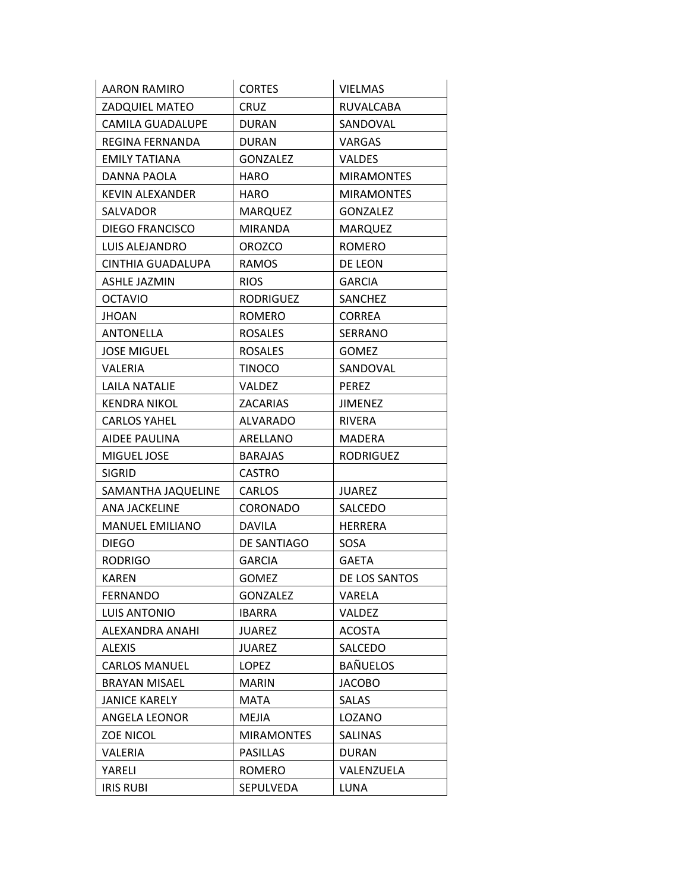| AARON RAMIRO | CORTES | VIELMAS |
|---|---|---|
| ZADQUIEL MATEO | CRUZ | RUVALCABA |
| CAMILA GUADALUPE | DURAN | SANDOVAL |
| REGINA FERNANDA | DURAN | VARGAS |
| EMILY TATIANA | GONZALEZ | VALDES |
| DANNA PAOLA | HARO | MIRAMONTES |
| KEVIN ALEXANDER | HARO | MIRAMONTES |
| SALVADOR | MARQUEZ | GONZALEZ |
| DIEGO FRANCISCO | MIRANDA | MARQUEZ |
| LUIS ALEJANDRO | OROZCO | ROMERO |
| CINTHIA GUADALUPA | RAMOS | DE LEON |
| ASHLE JAZMIN | RIOS | GARCIA |
| OCTAVIO | RODRIGUEZ | SANCHEZ |
| JHOAN | ROMERO | CORREA |
| ANTONELLA | ROSALES | SERRANO |
| JOSE MIGUEL | ROSALES | GOMEZ |
| VALERIA | TINOCO | SANDOVAL |
| LAILA NATALIE | VALDEZ | PEREZ |
| KENDRA NIKOL | ZACARIAS | JIMENEZ |
| CARLOS YAHEL | ALVARADO | RIVERA |
| AIDEE PAULINA | ARELLANO | MADERA |
| MIGUEL JOSE | BARAJAS | RODRIGUEZ |
| SIGRID | CASTRO | |
| SAMANTHA JAQUELINE | CARLOS | JUAREZ |
| ANA JACKELINE | CORONADO | SALCEDO |
| MANUEL EMILIANO | DAVILA | HERRERA |
| DIEGO | DE SANTIAGO | SOSA |
| RODRIGO | GARCIA | GAETA |
| KAREN | GOMEZ | DE LOS SANTOS |
| FERNANDO | GONZALEZ | VARELA |
| LUIS ANTONIO | IBARRA | VALDEZ |
| ALEXANDRA ANAHI | JUAREZ | ACOSTA |
| ALEXIS | JUAREZ | SALCEDO |
| CARLOS MANUEL | LOPEZ | BAÑUELOS |
| BRAYAN MISAEL | MARIN | JACOBO |
| JANICE KARELY | MATA | SALAS |
| ANGELA LEONOR | MEJIA | LOZANO |
| ZOE NICOL | MIRAMONTES | SALINAS |
| VALERIA | PASILLAS | DURAN |
| YARELI | ROMERO | VALENZUELA |
| IRIS RUBI | SEPULVEDA | LUNA |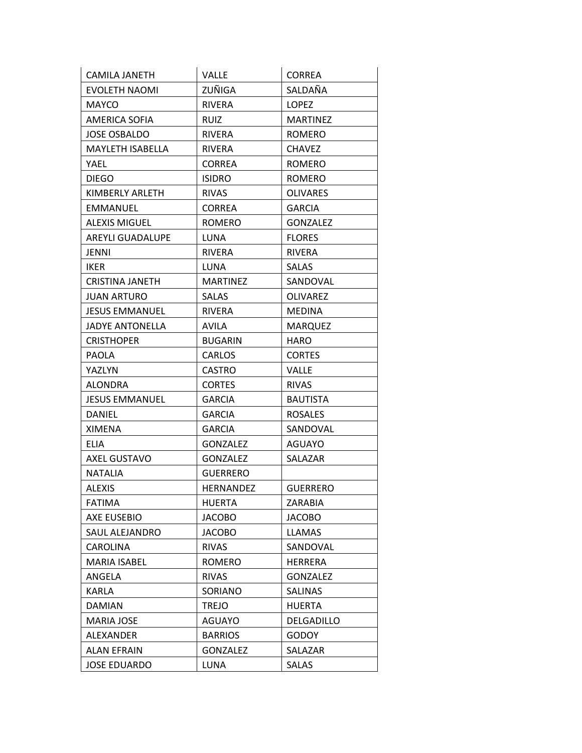| CAMILA JANETH | VALLE | CORREA |
|---|---|---|
| EVOLETH NAOMI | ZUÑIGA | SALDAÑA |
| MAYCO | RIVERA | LOPEZ |
| AMERICA SOFIA | RUIZ | MARTINEZ |
| JOSE OSBALDO | RIVERA | ROMERO |
| MAYLETH ISABELLA | RIVERA | CHAVEZ |
| YAEL | CORREA | ROMERO |
| DIEGO | ISIDRO | ROMERO |
| KIMBERLY ARLETH | RIVAS | OLIVARES |
| EMMANUEL | CORREA | GARCIA |
| ALEXIS MIGUEL | ROMERO | GONZALEZ |
| AREYLI GUADALUPE | LUNA | FLORES |
| JENNI | RIVERA | RIVERA |
| IKER | LUNA | SALAS |
| CRISTINA JANETH | MARTINEZ | SANDOVAL |
| JUAN ARTURO | SALAS | OLIVAREZ |
| JESUS EMMANUEL | RIVERA | MEDINA |
| JADYE ANTONELLA | AVILA | MARQUEZ |
| CRISTHOPER | BUGARIN | HARO |
| PAOLA | CARLOS | CORTES |
| YAZLYN | CASTRO | VALLE |
| ALONDRA | CORTES | RIVAS |
| JESUS EMMANUEL | GARCIA | BAUTISTA |
| DANIEL | GARCIA | ROSALES |
| XIMENA | GARCIA | SANDOVAL |
| ELIA | GONZALEZ | AGUAYO |
| AXEL GUSTAVO | GONZALEZ | SALAZAR |
| NATALIA | GUERRERO | |
| ALEXIS | HERNANDEZ | GUERRERO |
| FATIMA | HUERTA | ZARABIA |
| AXE EUSEBIO | JACOBO | JACOBO |
| SAUL ALEJANDRO | JACOBO | LLAMAS |
| CAROLINA | RIVAS | SANDOVAL |
| MARIA ISABEL | ROMERO | HERRERA |
| ANGELA | RIVAS | GONZALEZ |
| KARLA | SORIANO | SALINAS |
| DAMIAN | TREJO | HUERTA |
| MARIA JOSE | AGUAYO | DELGADILLO |
| ALEXANDER | BARRIOS | GODOY |
| ALAN EFRAIN | GONZALEZ | SALAZAR |
| JOSE EDUARDO | LUNA | SALAS |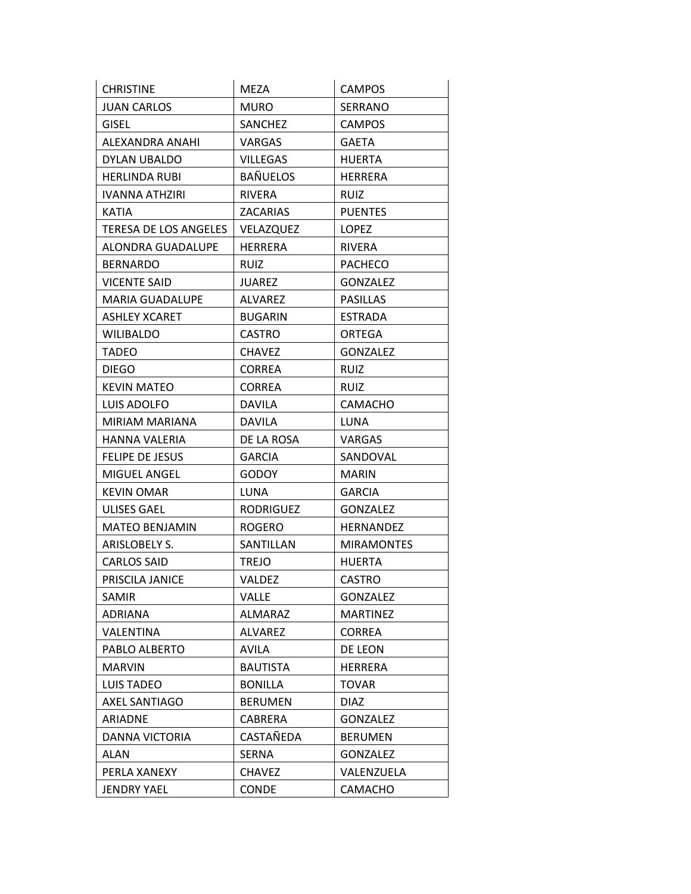| | | |
|---|---|---|
| CHRISTINE | MEZA | CAMPOS |
| JUAN CARLOS | MURO | SERRANO |
| GISEL | SANCHEZ | CAMPOS |
| ALEXANDRA ANAHI | VARGAS | GAETA |
| DYLAN UBALDO | VILLEGAS | HUERTA |
| HERLINDA RUBI | BAÑUELOS | HERRERA |
| IVANNA ATHZIRI | RIVERA | RUIZ |
| KATIA | ZACARIAS | PUENTES |
| TERESA DE LOS ANGELES | VELAZQUEZ | LOPEZ |
| ALONDRA GUADALUPE | HERRERA | RIVERA |
| BERNARDO | RUIZ | PACHECO |
| VICENTE SAID | JUAREZ | GONZALEZ |
| MARIA GUADALUPE | ALVAREZ | PASILLAS |
| ASHLEY XCARET | BUGARIN | ESTRADA |
| WILIBALDO | CASTRO | ORTEGA |
| TADEO | CHAVEZ | GONZALEZ |
| DIEGO | CORREA | RUIZ |
| KEVIN MATEO | CORREA | RUIZ |
| LUIS ADOLFO | DAVILA | CAMACHO |
| MIRIAM MARIANA | DAVILA | LUNA |
| HANNA VALERIA | DE LA ROSA | VARGAS |
| FELIPE DE JESUS | GARCIA | SANDOVAL |
| MIGUEL ANGEL | GODOY | MARIN |
| KEVIN OMAR | LUNA | GARCIA |
| ULISES GAEL | RODRIGUEZ | GONZALEZ |
| MATEO BENJAMIN | ROGERO | HERNANDEZ |
| ARISLOBELY S. | SANTILLAN | MIRAMONTES |
| CARLOS SAID | TREJO | HUERTA |
| PRISCILA JANICE | VALDEZ | CASTRO |
| SAMIR | VALLE | GONZALEZ |
| ADRIANA | ALMARAZ | MARTINEZ |
| VALENTINA | ALVAREZ | CORREA |
| PABLO ALBERTO | AVILA | DE LEON |
| MARVIN | BAUTISTA | HERRERA |
| LUIS TADEO | BONILLA | TOVAR |
| AXEL SANTIAGO | BERUMEN | DIAZ |
| ARIADNE | CABRERA | GONZALEZ |
| DANNA VICTORIA | CASTAÑEDA | BERUMEN |
| ALAN | SERNA | GONZALEZ |
| PERLA XANEXY | CHAVEZ | VALENZUELA |
| JENDRY YAEL | CONDE | CAMACHO |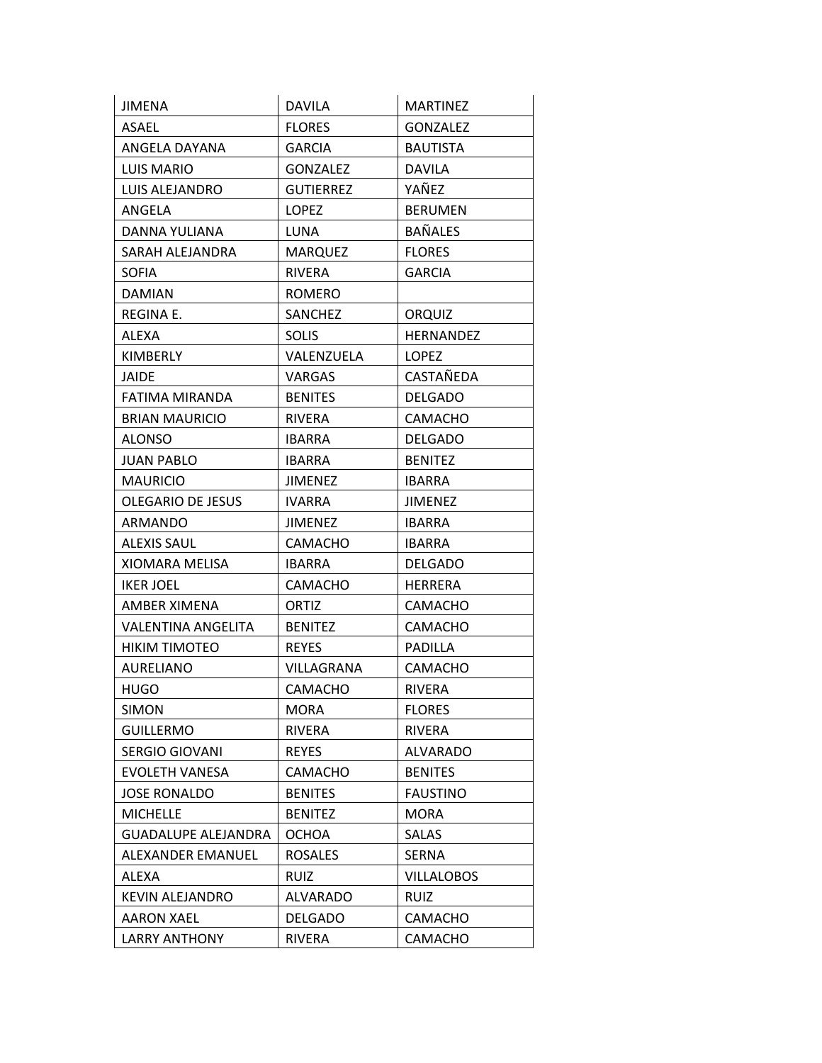| JIMENA | DAVILA | MARTINEZ |
|---|---|---|
| ASAEL | FLORES | GONZALEZ |
| ANGELA DAYANA | GARCIA | BAUTISTA |
| LUIS MARIO | GONZALEZ | DAVILA |
| LUIS ALEJANDRO | GUTIERREZ | YAÑEZ |
| ANGELA | LOPEZ | BERUMEN |
| DANNA YULIANA | LUNA | BAÑALES |
| SARAH ALEJANDRA | MARQUEZ | FLORES |
| SOFIA | RIVERA | GARCIA |
| DAMIAN | ROMERO | |
| REGINA E. | SANCHEZ | ORQUIZ |
| ALEXA | SOLIS | HERNANDEZ |
| KIMBERLY | VALENZUELA | LOPEZ |
| JAIDE | VARGAS | CASTAÑEDA |
| FATIMA MIRANDA | BENITES | DELGADO |
| BRIAN MAURICIO | RIVERA | CAMACHO |
| ALONSO | IBARRA | DELGADO |
| JUAN PABLO | IBARRA | BENITEZ |
| MAURICIO | JIMENEZ | IBARRA |
| OLEGARIO DE JESUS | IVARRA | JIMENEZ |
| ARMANDO | JIMENEZ | IBARRA |
| ALEXIS SAUL | CAMACHO | IBARRA |
| XIOMARA MELISA | IBARRA | DELGADO |
| IKER JOEL | CAMACHO | HERRERA |
| AMBER XIMENA | ORTIZ | CAMACHO |
| VALENTINA ANGELITA | BENITEZ | CAMACHO |
| HIKIM TIMOTEO | REYES | PADILLA |
| AURELIANO | VILLAGRANA | CAMACHO |
| HUGO | CAMACHO | RIVERA |
| SIMON | MORA | FLORES |
| GUILLERMO | RIVERA | RIVERA |
| SERGIO GIOVANI | REYES | ALVARADO |
| EVOLETH VANESA | CAMACHO | BENITES |
| JOSE RONALDO | BENITES | FAUSTINO |
| MICHELLE | BENITEZ | MORA |
| GUADALUPE ALEJANDRA | OCHOA | SALAS |
| ALEXANDER EMANUEL | ROSALES | SERNA |
| ALEXA | RUIZ | VILLALOBOS |
| KEVIN ALEJANDRO | ALVARADO | RUIZ |
| AARON XAEL | DELGADO | CAMACHO |
| LARRY ANTHONY | RIVERA | CAMACHO |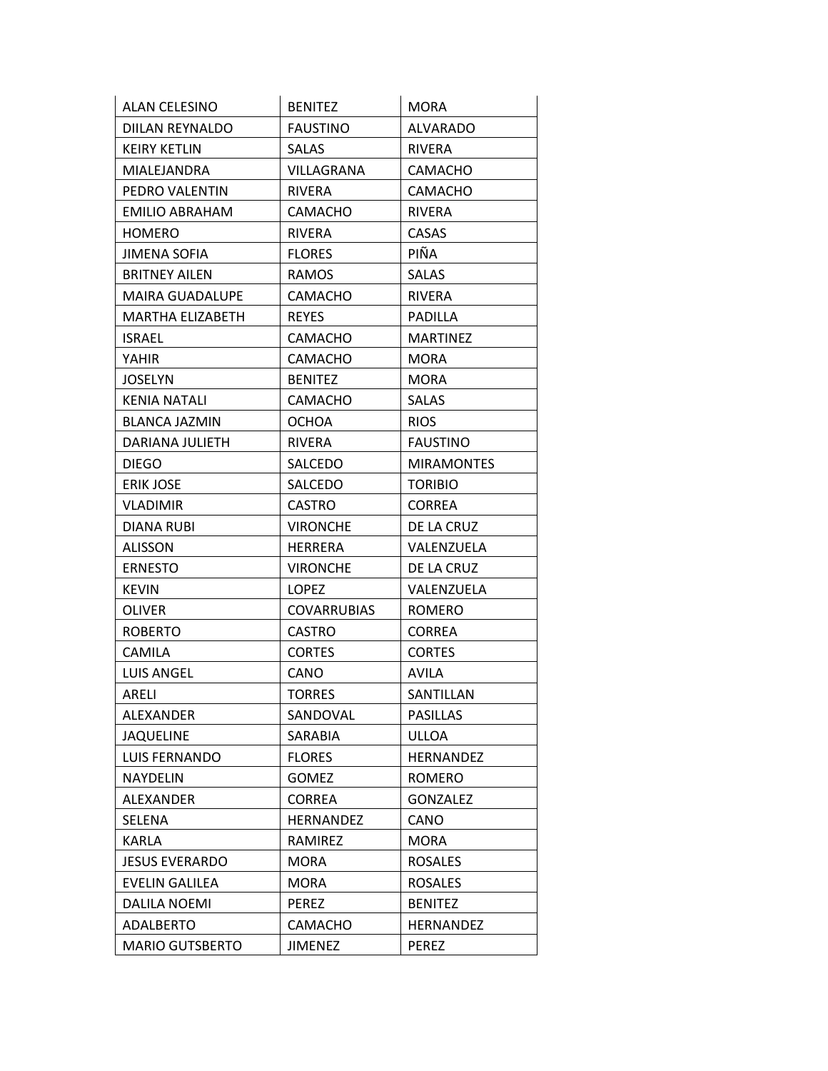| ALAN CELESINO | BENITEZ | MORA |
|---|---|---|
| DIILAN REYNALDO | FAUSTINO | ALVARADO |
| KEIRY KETLIN | SALAS | RIVERA |
| MIALEJANDRA | VILLAGRANA | CAMACHO |
| PEDRO VALENTIN | RIVERA | CAMACHO |
| EMILIO ABRAHAM | CAMACHO | RIVERA |
| HOMERO | RIVERA | CASAS |
| JIMENA SOFIA | FLORES | PIÑA |
| BRITNEY AILEN | RAMOS | SALAS |
| MAIRA GUADALUPE | CAMACHO | RIVERA |
| MARTHA ELIZABETH | REYES | PADILLA |
| ISRAEL | CAMACHO | MARTINEZ |
| YAHIR | CAMACHO | MORA |
| JOSELYN | BENITEZ | MORA |
| KENIA NATALI | CAMACHO | SALAS |
| BLANCA JAZMIN | OCHOA | RIOS |
| DARIANA JULIETH | RIVERA | FAUSTINO |
| DIEGO | SALCEDO | MIRAMONTES |
| ERIK JOSE | SALCEDO | TORIBIO |
| VLADIMIR | CASTRO | CORREA |
| DIANA RUBI | VIRONCHE | DE LA CRUZ |
| ALISSON | HERRERA | VALENZUELA |
| ERNESTO | VIRONCHE | DE LA CRUZ |
| KEVIN | LOPEZ | VALENZUELA |
| OLIVER | COVARRUBIAS | ROMERO |
| ROBERTO | CASTRO | CORREA |
| CAMILA | CORTES | CORTES |
| LUIS ANGEL | CANO | AVILA |
| ARELI | TORRES | SANTILLAN |
| ALEXANDER | SANDOVAL | PASILLAS |
| JAQUELINE | SARABIA | ULLOA |
| LUIS FERNANDO | FLORES | HERNANDEZ |
| NAYDELIN | GOMEZ | ROMERO |
| ALEXANDER | CORREA | GONZALEZ |
| SELENA | HERNANDEZ | CANO |
| KARLA | RAMIREZ | MORA |
| JESUS EVERARDO | MORA | ROSALES |
| EVELIN GALILEA | MORA | ROSALES |
| DALILA NOEMI | PEREZ | BENITEZ |
| ADALBERTO | CAMACHO | HERNANDEZ |
| MARIO GUTSBERTO | JIMENEZ | PEREZ |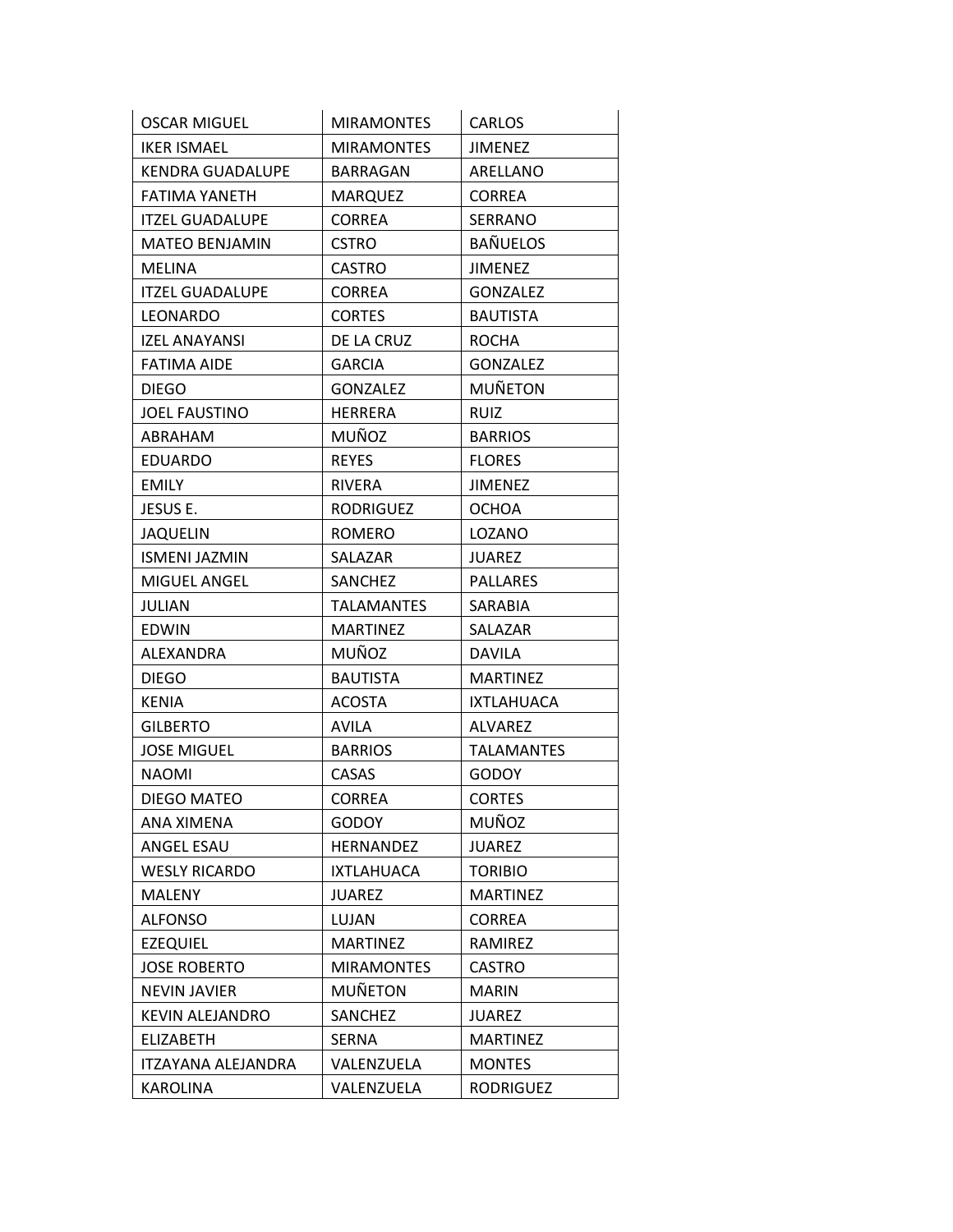| | | |
|---|---|---|
| OSCAR MIGUEL | MIRAMONTES | CARLOS |
| IKER ISMAEL | MIRAMONTES | JIMENEZ |
| KENDRA GUADALUPE | BARRAGAN | ARELLANO |
| FATIMA YANETH | MARQUEZ | CORREA |
| ITZEL GUADALUPE | CORREA | SERRANO |
| MATEO BENJAMIN | CSTRO | BAÑUELOS |
| MELINA | CASTRO | JIMENEZ |
| ITZEL GUADALUPE | CORREA | GONZALEZ |
| LEONARDO | CORTES | BAUTISTA |
| IZEL ANAYANSI | DE LA CRUZ | ROCHA |
| FATIMA AIDE | GARCIA | GONZALEZ |
| DIEGO | GONZALEZ | MUÑETON |
| JOEL FAUSTINO | HERRERA | RUIZ |
| ABRAHAM | MUÑOZ | BARRIOS |
| EDUARDO | REYES | FLORES |
| EMILY | RIVERA | JIMENEZ |
| JESUS E. | RODRIGUEZ | OCHOA |
| JAQUELIN | ROMERO | LOZANO |
| ISMENI JAZMIN | SALAZAR | JUAREZ |
| MIGUEL ANGEL | SANCHEZ | PALLARES |
| JULIAN | TALAMANTES | SARABIA |
| EDWIN | MARTINEZ | SALAZAR |
| ALEXANDRA | MUÑOZ | DAVILA |
| DIEGO | BAUTISTA | MARTINEZ |
| KENIA | ACOSTA | IXTLAHUACA |
| GILBERTO | AVILA | ALVAREZ |
| JOSE MIGUEL | BARRIOS | TALAMANTES |
| NAOMI | CASAS | GODOY |
| DIEGO MATEO | CORREA | CORTES |
| ANA XIMENA | GODOY | MUÑOZ |
| ANGEL ESAU | HERNANDEZ | JUAREZ |
| WESLY RICARDO | IXTLAHUACA | TORIBIO |
| MALENY | JUAREZ | MARTINEZ |
| ALFONSO | LUJAN | CORREA |
| EZEQUIEL | MARTINEZ | RAMIREZ |
| JOSE ROBERTO | MIRAMONTES | CASTRO |
| NEVIN JAVIER | MUÑETON | MARIN |
| KEVIN ALEJANDRO | SANCHEZ | JUAREZ |
| ELIZABETH | SERNA | MARTINEZ |
| ITZAYANA ALEJANDRA | VALENZUELA | MONTES |
| KAROLINA | VALENZUELA | RODRIGUEZ |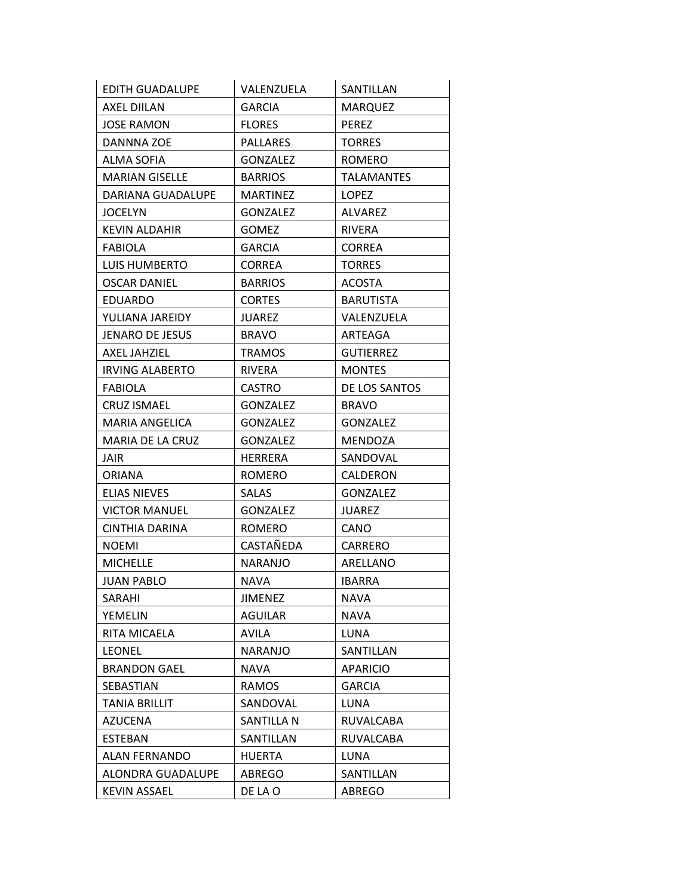| | | |
|---|---|---|
| EDITH GUADALUPE | VALENZUELA | SANTILLAN |
| AXEL DIILAN | GARCIA | MARQUEZ |
| JOSE RAMON | FLORES | PEREZ |
| DANNNA ZOE | PALLARES | TORRES |
| ALMA SOFIA | GONZALEZ | ROMERO |
| MARIAN GISELLE | BARRIOS | TALAMANTES |
| DARIANA GUADALUPE | MARTINEZ | LOPEZ |
| JOCELYN | GONZALEZ | ALVAREZ |
| KEVIN ALDAHIR | GOMEZ | RIVERA |
| FABIOLA | GARCIA | CORREA |
| LUIS HUMBERTO | CORREA | TORRES |
| OSCAR DANIEL | BARRIOS | ACOSTA |
| EDUARDO | CORTES | BARUTISTA |
| YULIANA JAREIDY | JUAREZ | VALENZUELA |
| JENARO DE JESUS | BRAVO | ARTEAGA |
| AXEL JAHZIEL | TRAMOS | GUTIERREZ |
| IRVING ALABERTO | RIVERA | MONTES |
| FABIOLA | CASTRO | DE LOS SANTOS |
| CRUZ ISMAEL | GONZALEZ | BRAVO |
| MARIA ANGELICA | GONZALEZ | GONZALEZ |
| MARIA DE LA CRUZ | GONZALEZ | MENDOZA |
| JAIR | HERRERA | SANDOVAL |
| ORIANA | ROMERO | CALDERON |
| ELIAS NIEVES | SALAS | GONZALEZ |
| VICTOR MANUEL | GONZALEZ | JUAREZ |
| CINTHIA DARINA | ROMERO | CANO |
| NOEMI | CASTAÑEDA | CARRERO |
| MICHELLE | NARANJO | ARELLANO |
| JUAN PABLO | NAVA | IBARRA |
| SARAHI | JIMENEZ | NAVA |
| YEMELIN | AGUILAR | NAVA |
| RITA MICAELA | AVILA | LUNA |
| LEONEL | NARANJO | SANTILLAN |
| BRANDON GAEL | NAVA | APARICIO |
| SEBASTIAN | RAMOS | GARCIA |
| TANIA BRILLIT | SANDOVAL | LUNA |
| AZUCENA | SANTILLA N | RUVALCABA |
| ESTEBAN | SANTILLAN | RUVALCABA |
| ALAN FERNANDO | HUERTA | LUNA |
| ALONDRA GUADALUPE | ABREGO | SANTILLAN |
| KEVIN ASSAEL | DE LA O | ABREGO |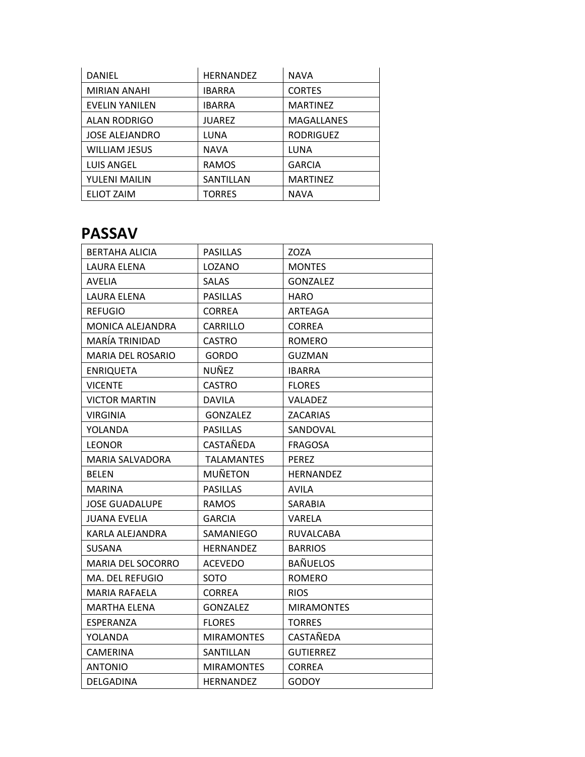| | | |
|---|---|---|
| DANIEL | HERNANDEZ | NAVA |
| MIRIAN ANAHI | IBARRA | CORTES |
| EVELIN YANILEN | IBARRA | MARTINEZ |
| ALAN RODRIGO | JUAREZ | MAGALLANES |
| JOSE ALEJANDRO | LUNA | RODRIGUEZ |
| WILLIAM JESUS | NAVA | LUNA |
| LUIS ANGEL | RAMOS | GARCIA |
| YULENI MAILIN | SANTILLAN | MARTINEZ |
| ELIOT ZAIM | TORRES | NAVA |

## PASSAV

| | | |
|---|---|---|
| BERTAHA ALICIA | PASILLAS | ZOZA |
| LAURA ELENA | LOZANO | MONTES |
| AVELIA | SALAS | GONZALEZ |
| LAURA ELENA | PASILLAS | HARO |
| REFUGIO | CORREA | ARTEAGA |
| MONICA ALEJANDRA | CARRILLO | CORREA |
| MARÍA TRINIDAD | CASTRO | ROMERO |
| MARIA DEL ROSARIO | GORDO | GUZMAN |
| ENRIQUETA | NUÑEZ | IBARRA |
| VICENTE | CASTRO | FLORES |
| VICTOR MARTIN | DAVILA | VALADEZ |
| VIRGINIA | GONZALEZ | ZACARIAS |
| YOLANDA | PASILLAS | SANDOVAL |
| LEONOR | CASTAÑEDA | FRAGOSA |
| MARIA SALVADORA | TALAMANTES | PEREZ |
| BELEN | MUÑETON | HERNANDEZ |
| MARINA | PASILLAS | AVILA |
| JOSE GUADALUPE | RAMOS | SARABIA |
| JUANA EVELIA | GARCIA | VARELA |
| KARLA ALEJANDRA | SAMANIEGO | RUVALCABA |
| SUSANA | HERNANDEZ | BARRIOS |
| MARIA DEL SOCORRO | ACEVEDO | BAÑUELOS |
| MA. DEL REFUGIO | SOTO | ROMERO |
| MARIA RAFAELA | CORREA | RIOS |
| MARTHA ELENA | GONZALEZ | MIRAMONTES |
| ESPERANZA | FLORES | TORRES |
| YOLANDA | MIRAMONTES | CASTAÑEDA |
| CAMERINA | SANTILLAN | GUTIERREZ |
| ANTONIO | MIRAMONTES | CORREA |
| DELGADINA | HERNANDEZ | GODOY |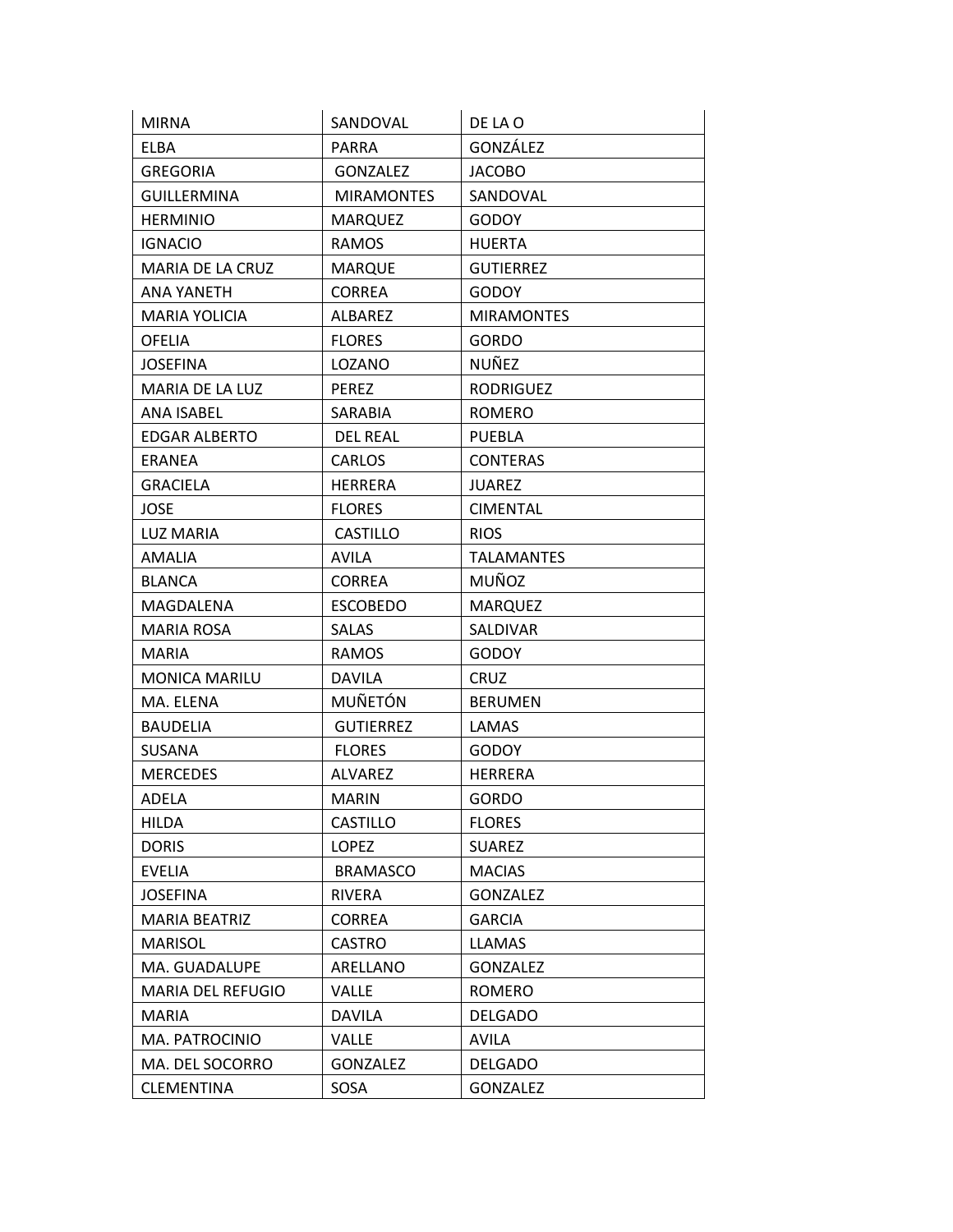| | | |
|---|---|---|
| MIRNA | SANDOVAL | DE LA O |
| ELBA | PARRA | GONZÁLEZ |
| GREGORIA | GONZALEZ | JACOBO |
| GUILLERMINA | MIRAMONTES | SANDOVAL |
| HERMINIO | MARQUEZ | GODOY |
| IGNACIO | RAMOS | HUERTA |
| MARIA DE LA CRUZ | MARQUE | GUTIERREZ |
| ANA YANETH | CORREA | GODOY |
| MARIA YOLICIA | ALBAREZ | MIRAMONTES |
| OFELIA | FLORES | GORDO |
| JOSEFINA | LOZANO | NUÑEZ |
| MARIA DE LA LUZ | PEREZ | RODRIGUEZ |
| ANA ISABEL | SARABIA | ROMERO |
| EDGAR ALBERTO | DEL REAL | PUEBLA |
| ERANEA | CARLOS | CONTERAS |
| GRACIELA | HERRERA | JUAREZ |
| JOSE | FLORES | CIMENTAL |
| LUZ MARIA | CASTILLO | RIOS |
| AMALIA | AVILA | TALAMANTES |
| BLANCA | CORREA | MUÑOZ |
| MAGDALENA | ESCOBEDO | MARQUEZ |
| MARIA ROSA | SALAS | SALDIVAR |
| MARIA | RAMOS | GODOY |
| MONICA MARILU | DAVILA | CRUZ |
| MA. ELENA | MUÑETÓN | BERUMEN |
| BAUDELIA | GUTIERREZ | LAMAS |
| SUSANA | FLORES | GODOY |
| MERCEDES | ALVAREZ | HERRERA |
| ADELA | MARIN | GORDO |
| HILDA | CASTILLO | FLORES |
| DORIS | LOPEZ | SUAREZ |
| EVELIA | BRAMASCO | MACIAS |
| JOSEFINA | RIVERA | GONZALEZ |
| MARIA BEATRIZ | CORREA | GARCIA |
| MARISOL | CASTRO | LLAMAS |
| MA. GUADALUPE | ARELLANO | GONZALEZ |
| MARIA DEL REFUGIO | VALLE | ROMERO |
| MARIA | DAVILA | DELGADO |
| MA. PATROCINIO | VALLE | AVILA |
| MA. DEL SOCORRO | GONZALEZ | DELGADO |
| CLEMENTINA | SOSA | GONZALEZ |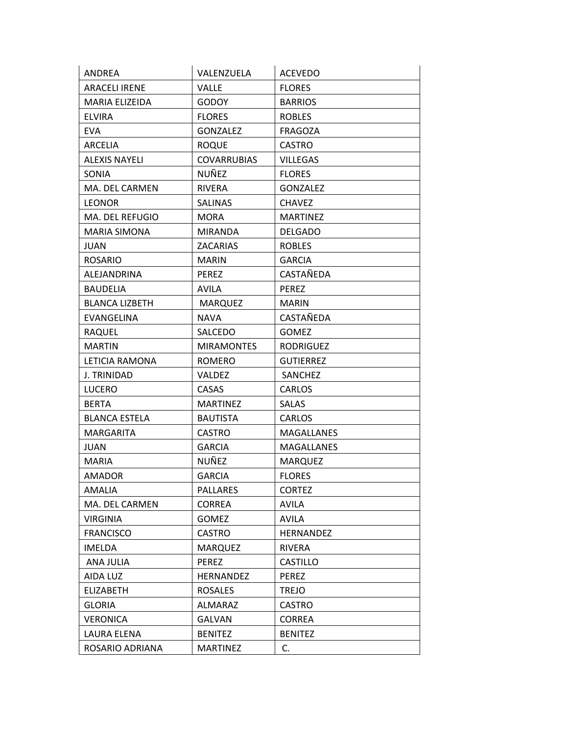| ANDREA | VALENZUELA | ACEVEDO |
|---|---|---|
| ARACELI IRENE | VALLE | FLORES |
| MARIA ELIZEIDA | GODOY | BARRIOS |
| ELVIRA | FLORES | ROBLES |
| EVA | GONZALEZ | FRAGOZA |
| ARCELIA | ROQUE | CASTRO |
| ALEXIS NAYELI | COVARRUBIAS | VILLEGAS |
| SONIA | NUÑEZ | FLORES |
| MA. DEL CARMEN | RIVERA | GONZALEZ |
| LEONOR | SALINAS | CHAVEZ |
| MA. DEL REFUGIO | MORA | MARTINEZ |
| MARIA SIMONA | MIRANDA | DELGADO |
| JUAN | ZACARIAS | ROBLES |
| ROSARIO | MARIN | GARCIA |
| ALEJANDRINA | PEREZ | CASTAÑEDA |
| BAUDELIA | AVILA | PEREZ |
| BLANCA LIZBETH | MARQUEZ | MARIN |
| EVANGELINA | NAVA | CASTAÑEDA |
| RAQUEL | SALCEDO | GOMEZ |
| MARTIN | MIRAMONTES | RODRIGUEZ |
| LETICIA RAMONA | ROMERO | GUTIERREZ |
| J. TRINIDAD | VALDEZ | SANCHEZ |
| LUCERO | CASAS | CARLOS |
| BERTA | MARTINEZ | SALAS |
| BLANCA ESTELA | BAUTISTA | CARLOS |
| MARGARITA | CASTRO | MAGALLANES |
| JUAN | GARCIA | MAGALLANES |
| MARIA | NUÑEZ | MARQUEZ |
| AMADOR | GARCIA | FLORES |
| AMALIA | PALLARES | CORTEZ |
| MA. DEL CARMEN | CORREA | AVILA |
| VIRGINIA | GOMEZ | AVILA |
| FRANCISCO | CASTRO | HERNANDEZ |
| IMELDA | MARQUEZ | RIVERA |
| ANA JULIA | PEREZ | CASTILLO |
| AIDA LUZ | HERNANDEZ | PEREZ |
| ELIZABETH | ROSALES | TREJO |
| GLORIA | ALMARAZ | CASTRO |
| VERONICA | GALVAN | CORREA |
| LAURA ELENA | BENITEZ | BENITEZ |
| ROSARIO ADRIANA | MARTINEZ | C. |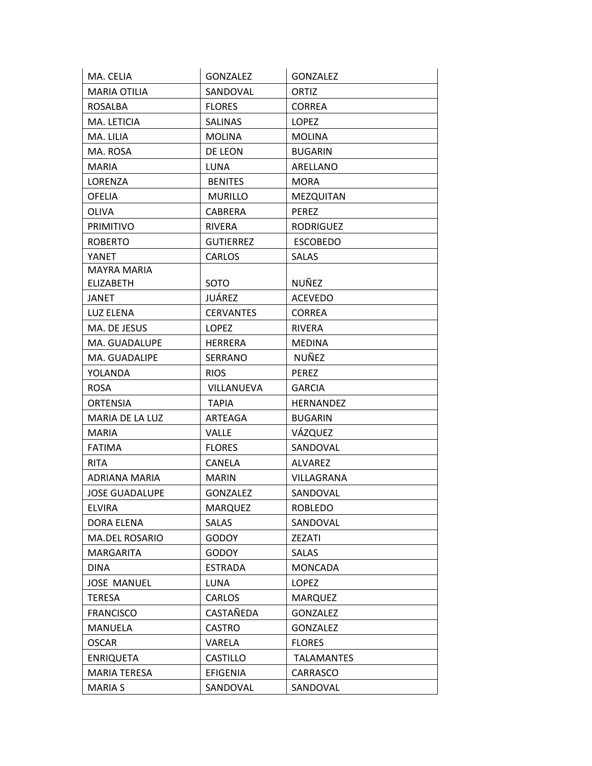| | | |
|---|---|---|
| MA. CELIA | GONZALEZ | GONZALEZ |
| MARIA OTILIA | SANDOVAL | ORTIZ |
| ROSALBA | FLORES | CORREA |
| MA. LETICIA | SALINAS | LOPEZ |
| MA. LILIA | MOLINA | MOLINA |
| MA. ROSA | DE LEON | BUGARIN |
| MARIA | LUNA | ARELLANO |
| LORENZA | BENITES | MORA |
| OFELIA | MURILLO | MEZQUITAN |
| OLIVA | CABRERA | PEREZ |
| PRIMITIVO | RIVERA | RODRIGUEZ |
| ROBERTO | GUTIERREZ | ESCOBEDO |
| YANET | CARLOS | SALAS |
| MAYRA MARIA ELIZABETH | SOTO | NUÑEZ |
| JANET | JUÁREZ | ACEVEDO |
| LUZ ELENA | CERVANTES | CORREA |
| MA. DE JESUS | LOPEZ | RIVERA |
| MA. GUADALUPE | HERRERA | MEDINA |
| MA. GUADALIPE | SERRANO | NUÑEZ |
| YOLANDA | RIOS | PEREZ |
| ROSA | VILLANUEVA | GARCIA |
| ORTENSIA | TAPIA | HERNANDEZ |
| MARIA DE LA LUZ | ARTEAGA | BUGARIN |
| MARIA | VALLE | VÁZQUEZ |
| FATIMA | FLORES | SANDOVAL |
| RITA | CANELA | ALVAREZ |
| ADRIANA MARIA | MARIN | VILLAGRANA |
| JOSE GUADALUPE | GONZALEZ | SANDOVAL |
| ELVIRA | MARQUEZ | ROBLEDO |
| DORA ELENA | SALAS | SANDOVAL |
| MA.DEL ROSARIO | GODOY | ZEZATI |
| MARGARITA | GODOY | SALAS |
| DINA | ESTRADA | MONCADA |
| JOSE MANUEL | LUNA | LOPEZ |
| TERESA | CARLOS | MARQUEZ |
| FRANCISCO | CASTAÑEDA | GONZALEZ |
| MANUELA | CASTRO | GONZALEZ |
| OSCAR | VARELA | FLORES |
| ENRIQUETA | CASTILLO | TALAMANTES |
| MARIA TERESA | EFIGENIA | CARRASCO |
| MARIA S | SANDOVAL | SANDOVAL |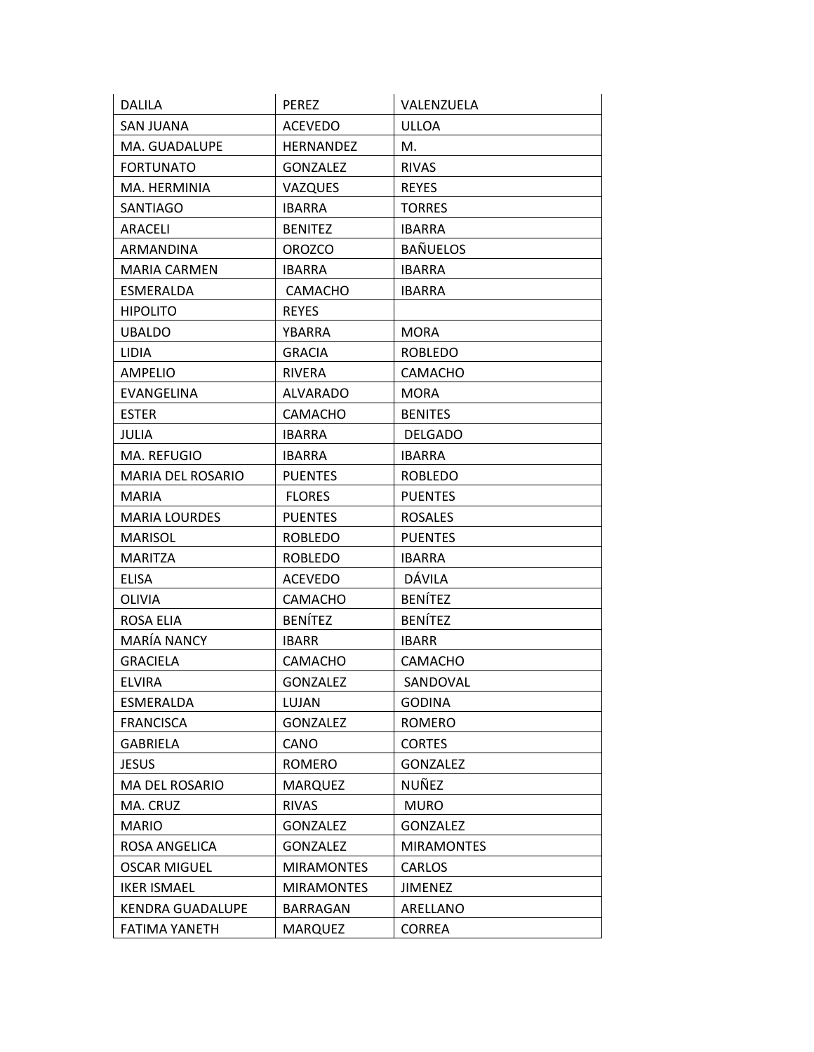| DALILA | PEREZ | VALENZUELA |
|---|---|---|
| SAN JUANA | ACEVEDO | ULLOA |
| MA. GUADALUPE | HERNANDEZ | M. |
| FORTUNATO | GONZALEZ | RIVAS |
| MA. HERMINIA | VAZQUES | REYES |
| SANTIAGO | IBARRA | TORRES |
| ARACELI | BENITEZ | IBARRA |
| ARMANDINA | OROZCO | BAÑUELOS |
| MARIA CARMEN | IBARRA | IBARRA |
| ESMERALDA | CAMACHO | IBARRA |
| HIPOLITO | REYES | |
| UBALDO | YBARRA | MORA |
| LIDIA | GRACIA | ROBLEDO |
| AMPELIO | RIVERA | CAMACHO |
| EVANGELINA | ALVARADO | MORA |
| ESTER | CAMACHO | BENITES |
| JULIA | IBARRA | DELGADO |
| MA. REFUGIO | IBARRA | IBARRA |
| MARIA DEL ROSARIO | PUENTES | ROBLEDO |
| MARIA | FLORES | PUENTES |
| MARIA LOURDES | PUENTES | ROSALES |
| MARISOL | ROBLEDO | PUENTES |
| MARITZA | ROBLEDO | IBARRA |
| ELISA | ACEVEDO | DÁVILA |
| OLIVIA | CAMACHO | BENÍTEZ |
| ROSA ELIA | BENÍTEZ | BENÍTEZ |
| MARÍA NANCY | IBARR | IBARR |
| GRACIELA | CAMACHO | CAMACHO |
| ELVIRA | GONZALEZ | SANDOVAL |
| ESMERALDA | LUJAN | GODINA |
| FRANCISCA | GONZALEZ | ROMERO |
| GABRIELA | CANO | CORTES |
| JESUS | ROMERO | GONZALEZ |
| MA DEL ROSARIO | MARQUEZ | NUÑEZ |
| MA. CRUZ | RIVAS | MURO |
| MARIO | GONZALEZ | GONZALEZ |
| ROSA ANGELICA | GONZALEZ | MIRAMONTES |
| OSCAR MIGUEL | MIRAMONTES | CARLOS |
| IKER ISMAEL | MIRAMONTES | JIMENEZ |
| KENDRA GUADALUPE | BARRAGAN | ARELLANO |
| FATIMA YANETH | MARQUEZ | CORREA |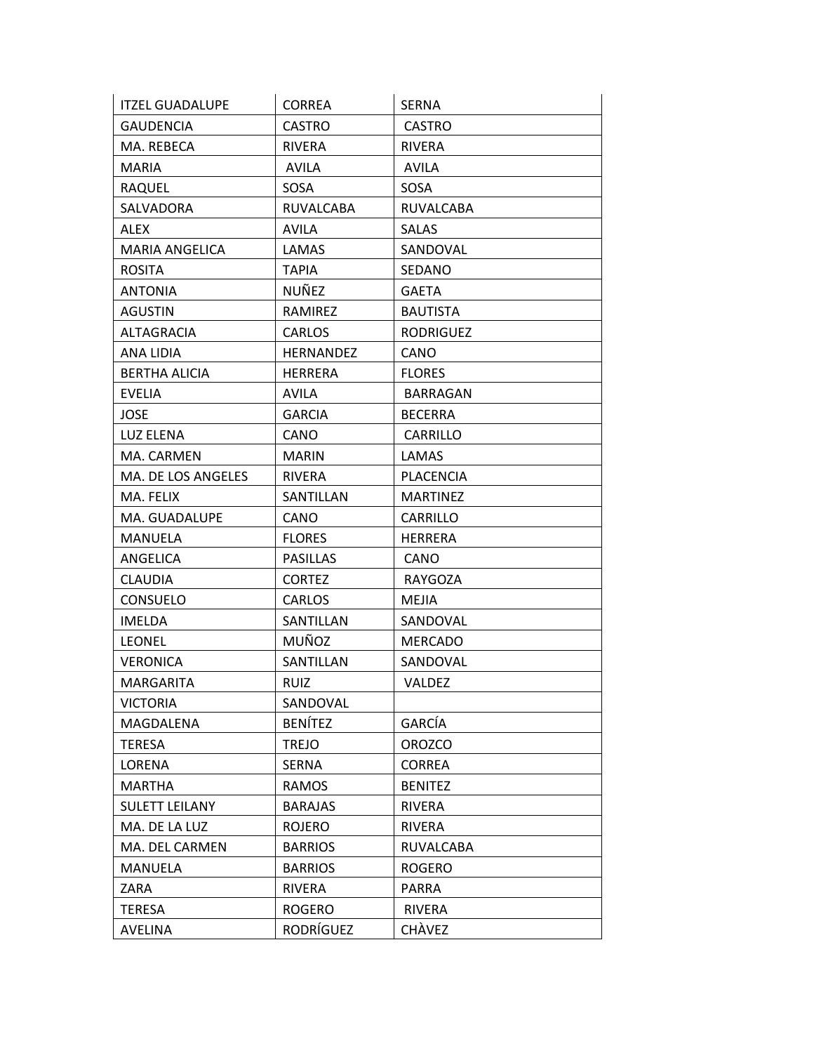| ITZEL GUADALUPE | CORREA | SERNA |
|---|---|---|
| GAUDENCIA | CASTRO | CASTRO |
| MA. REBECA | RIVERA | RIVERA |
| MARIA | AVILA | AVILA |
| RAQUEL | SOSA | SOSA |
| SALVADORA | RUVALCABA | RUVALCABA |
| ALEX | AVILA | SALAS |
| MARIA ANGELICA | LAMAS | SANDOVAL |
| ROSITA | TAPIA | SEDANO |
| ANTONIA | NUÑEZ | GAETA |
| AGUSTIN | RAMIREZ | BAUTISTA |
| ALTAGRACIA | CARLOS | RODRIGUEZ |
| ANA LIDIA | HERNANDEZ | CANO |
| BERTHA ALICIA | HERRERA | FLORES |
| EVELIA | AVILA | BARRAGAN |
| JOSE | GARCIA | BECERRA |
| LUZ ELENA | CANO | CARRILLO |
| MA. CARMEN | MARIN | LAMAS |
| MA. DE LOS ANGELES | RIVERA | PLACENCIA |
| MA. FELIX | SANTILLAN | MARTINEZ |
| MA. GUADALUPE | CANO | CARRILLO |
| MANUELA | FLORES | HERRERA |
| ANGELICA | PASILLAS | CANO |
| CLAUDIA | CORTEZ | RAYGOZA |
| CONSUELO | CARLOS | MEJIA |
| IMELDA | SANTILLAN | SANDOVAL |
| LEONEL | MUÑOZ | MERCADO |
| VERONICA | SANTILLAN | SANDOVAL |
| MARGARITA | RUIZ | VALDEZ |
| VICTORIA | SANDOVAL | |
| MAGDALENA | BENÍTEZ | GARCÍA |
| TERESA | TREJO | OROZCO |
| LORENA | SERNA | CORREA |
| MARTHA | RAMOS | BENITEZ |
| SULETT LEILANY | BARAJAS | RIVERA |
| MA. DE LA LUZ | ROJERO | RIVERA |
| MA. DEL CARMEN | BARRIOS | RUVALCABA |
| MANUELA | BARRIOS | ROGERO |
| ZARA | RIVERA | PARRA |
| TERESA | ROGERO | RIVERA |
| AVELINA | RODRÍGUEZ | CHÀVEZ |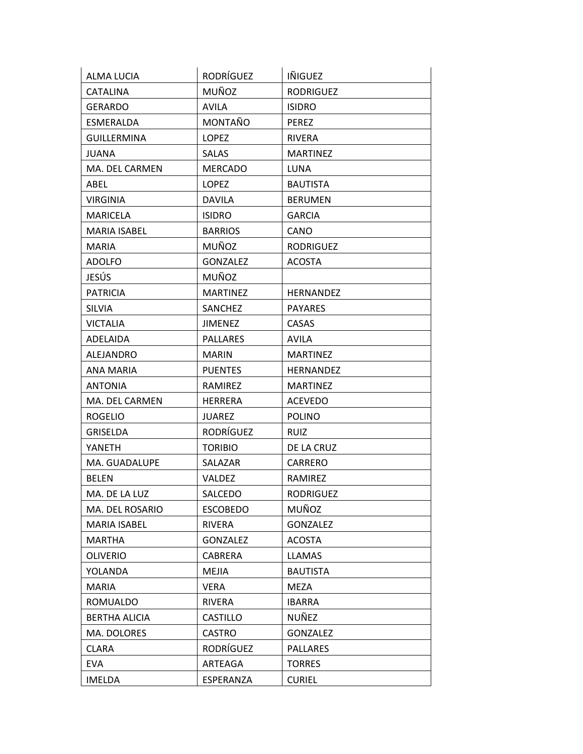| | | |
|---|---|---|
| ALMA LUCIA | RODRÍGUEZ | IÑIGUEZ |
| CATALINA | MUÑOZ | RODRIGUEZ |
| GERARDO | AVILA | ISIDRO |
| ESMERALDA | MONTAÑO | PEREZ |
| GUILLERMINA | LOPEZ | RIVERA |
| JUANA | SALAS | MARTINEZ |
| MA. DEL CARMEN | MERCADO | LUNA |
| ABEL | LOPEZ | BAUTISTA |
| VIRGINIA | DAVILA | BERUMEN |
| MARICELA | ISIDRO | GARCIA |
| MARIA ISABEL | BARRIOS | CANO |
| MARIA | MUÑOZ | RODRIGUEZ |
| ADOLFO | GONZALEZ | ACOSTA |
| JESÚS | MUÑOZ | |
| PATRICIA | MARTINEZ | HERNANDEZ |
| SILVIA | SANCHEZ | PAYARES |
| VICTALIA | JIMENEZ | CASAS |
| ADELAIDA | PALLARES | AVILA |
| ALEJANDRO | MARIN | MARTINEZ |
| ANA MARIA | PUENTES | HERNANDEZ |
| ANTONIA | RAMIREZ | MARTINEZ |
| MA. DEL CARMEN | HERRERA | ACEVEDO |
| ROGELIO | JUAREZ | POLINO |
| GRISELDA | RODRÍGUEZ | RUIZ |
| YANETH | TORIBIO | DE LA CRUZ |
| MA. GUADALUPE | SALAZAR | CARRERO |
| BELEN | VALDEZ | RAMIREZ |
| MA. DE LA LUZ | SALCEDO | RODRIGUEZ |
| MA. DEL ROSARIO | ESCOBEDO | MUÑOZ |
| MARIA ISABEL | RIVERA | GONZALEZ |
| MARTHA | GONZALEZ | ACOSTA |
| OLIVERIO | CABRERA | LLAMAS |
| YOLANDA | MEJIA | BAUTISTA |
| MARIA | VERA | MEZA |
| ROMUALDO | RIVERA | IBARRA |
| BERTHA ALICIA | CASTILLO | NUÑEZ |
| MA. DOLORES | CASTRO | GONZALEZ |
| CLARA | RODRÍGUEZ | PALLARES |
| EVA | ARTEAGA | TORRES |
| IMELDA | ESPERANZA | CURIEL |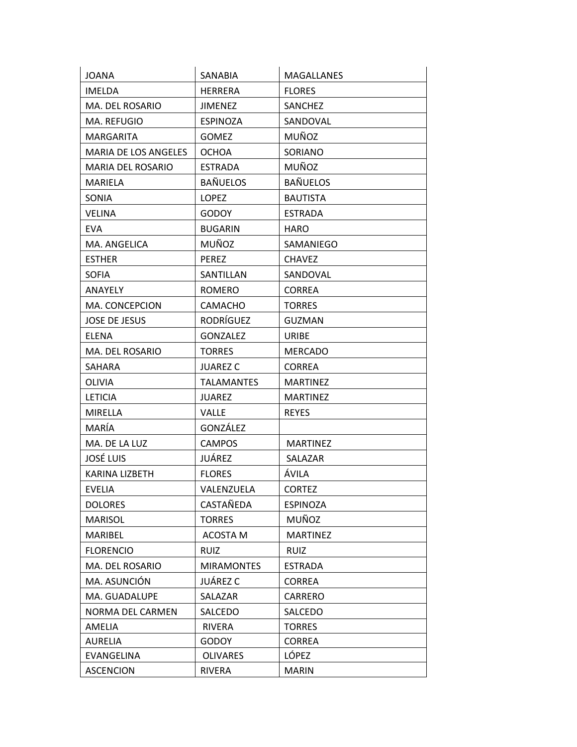| JOANA | SANABIA | MAGALLANES |
|---|---|---|
| IMELDA | HERRERA | FLORES |
| MA. DEL ROSARIO | JIMENEZ | SANCHEZ |
| MA. REFUGIO | ESPINOZA | SANDOVAL |
| MARGARITA | GOMEZ | MUÑOZ |
| MARIA DE LOS ANGELES | OCHOA | SORIANO |
| MARIA DEL ROSARIO | ESTRADA | MUÑOZ |
| MARIELA | BAÑUELOS | BAÑUELOS |
| SONIA | LOPEZ | BAUTISTA |
| VELINA | GODOY | ESTRADA |
| EVA | BUGARIN | HARO |
| MA. ANGELICA | MUÑOZ | SAMANIEGO |
| ESTHER | PEREZ | CHAVEZ |
| SOFIA | SANTILLAN | SANDOVAL |
| ANAYELY | ROMERO | CORREA |
| MA. CONCEPCION | CAMACHO | TORRES |
| JOSE DE JESUS | RODRÍGUEZ | GUZMAN |
| ELENA | GONZALEZ | URIBE |
| MA. DEL ROSARIO | TORRES | MERCADO |
| SAHARA | JUAREZ C | CORREA |
| OLIVIA | TALAMANTES | MARTINEZ |
| LETICIA | JUAREZ | MARTINEZ |
| MIRELLA | VALLE | REYES |
| MARÍA | GONZÁLEZ | |
| MA. DE LA LUZ | CAMPOS | MARTINEZ |
| JOSÉ LUIS | JUÁREZ | SALAZAR |
| KARINA LIZBETH | FLORES | ÁVILA |
| EVELIA | VALENZUELA | CORTEZ |
| DOLORES | CASTAÑEDA | ESPINOZA |
| MARISOL | TORRES | MUÑOZ |
| MARIBEL | ACOSTA M | MARTINEZ |
| FLORENCIO | RUIZ | RUIZ |
| MA. DEL ROSARIO | MIRAMONTES | ESTRADA |
| MA. ASUNCIÓN | JUÁREZ C | CORREA |
| MA. GUADALUPE | SALAZAR | CARRERO |
| NORMA DEL CARMEN | SALCEDO | SALCEDO |
| AMELIA | RIVERA | TORRES |
| AURELIA | GODOY | CORREA |
| EVANGELINA | OLIVARES | LÓPEZ |
| ASCENCION | RIVERA | MARIN |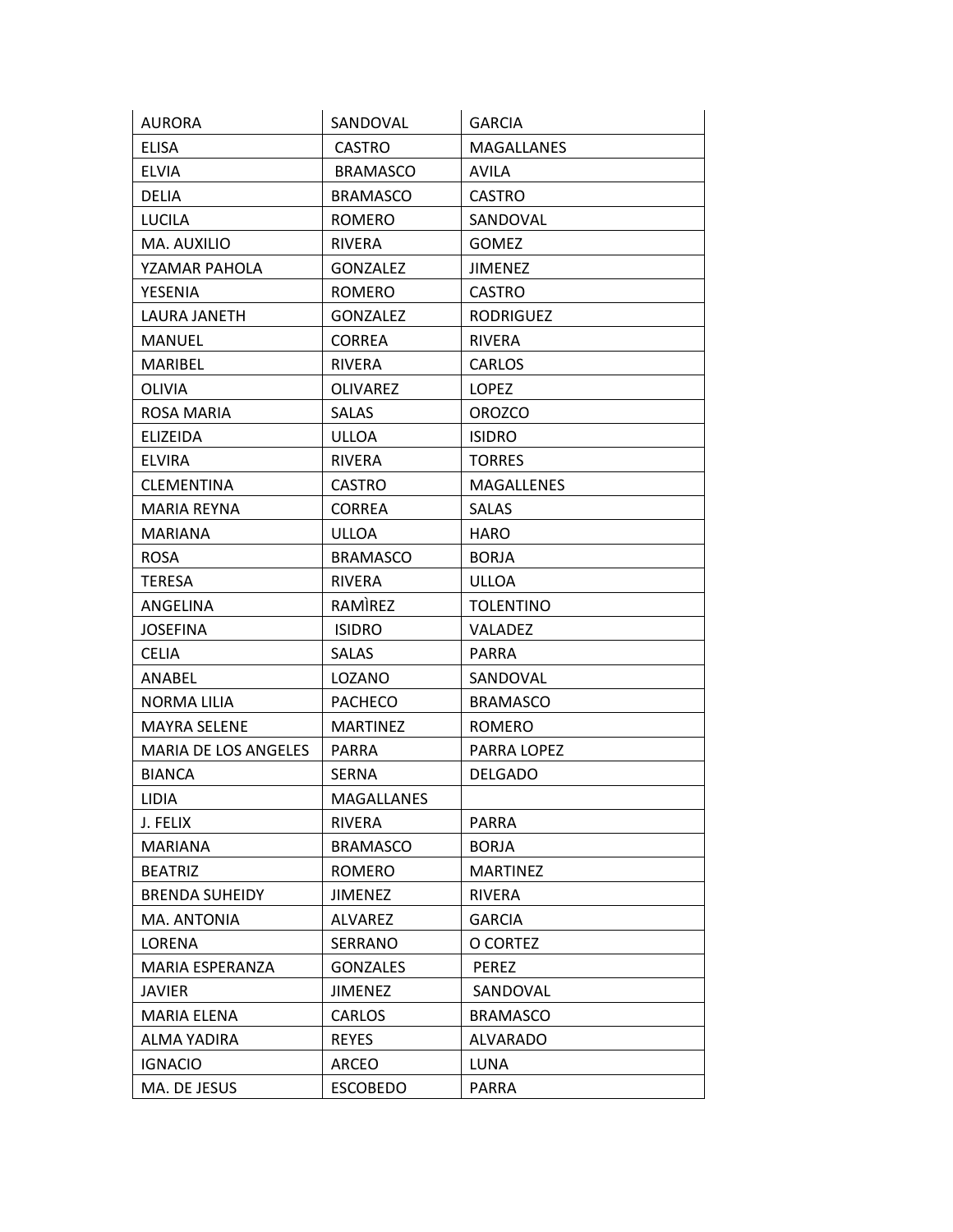| AURORA | SANDOVAL | GARCIA |
| --- | --- | --- |
| ELISA | CASTRO | MAGALLANES |
| ELVIA | BRAMASCO | AVILA |
| DELIA | BRAMASCO | CASTRO |
| LUCILA | ROMERO | SANDOVAL |
| MA. AUXILIO | RIVERA | GOMEZ |
| YZAMAR PAHOLA | GONZALEZ | JIMENEZ |
| YESENIA | ROMERO | CASTRO |
| LAURA JANETH | GONZALEZ | RODRIGUEZ |
| MANUEL | CORREA | RIVERA |
| MARIBEL | RIVERA | CARLOS |
| OLIVIA | OLIVAREZ | LOPEZ |
| ROSA MARIA | SALAS | OROZCO |
| ELIZEIDA | ULLOA | ISIDRO |
| ELVIRA | RIVERA | TORRES |
| CLEMENTINA | CASTRO | MAGALLENES |
| MARIA REYNA | CORREA | SALAS |
| MARIANA | ULLOA | HARO |
| ROSA | BRAMASCO | BORJA |
| TERESA | RIVERA | ULLOA |
| ANGELINA | RAMÌREZ | TOLENTINO |
| JOSEFINA | ISIDRO | VALADEZ |
| CELIA | SALAS | PARRA |
| ANABEL | LOZANO | SANDOVAL |
| NORMA LILIA | PACHECO | BRAMASCO |
| MAYRA SELENE | MARTINEZ | ROMERO |
| MARIA DE LOS ANGELES | PARRA | PARRA LOPEZ |
| BIANCA | SERNA | DELGADO |
| LIDIA | MAGALLANES | |
| J. FELIX | RIVERA | PARRA |
| MARIANA | BRAMASCO | BORJA |
| BEATRIZ | ROMERO | MARTINEZ |
| BRENDA SUHEIDY | JIMENEZ | RIVERA |
| MA. ANTONIA | ALVAREZ | GARCIA |
| LORENA | SERRANO | O CORTEZ |
| MARIA ESPERANZA | GONZALES | PEREZ |
| JAVIER | JIMENEZ | SANDOVAL |
| MARIA ELENA | CARLOS | BRAMASCO |
| ALMA YADIRA | REYES | ALVARADO |
| IGNACIO | ARCEO | LUNA |
| MA. DE JESUS | ESCOBEDO | PARRA |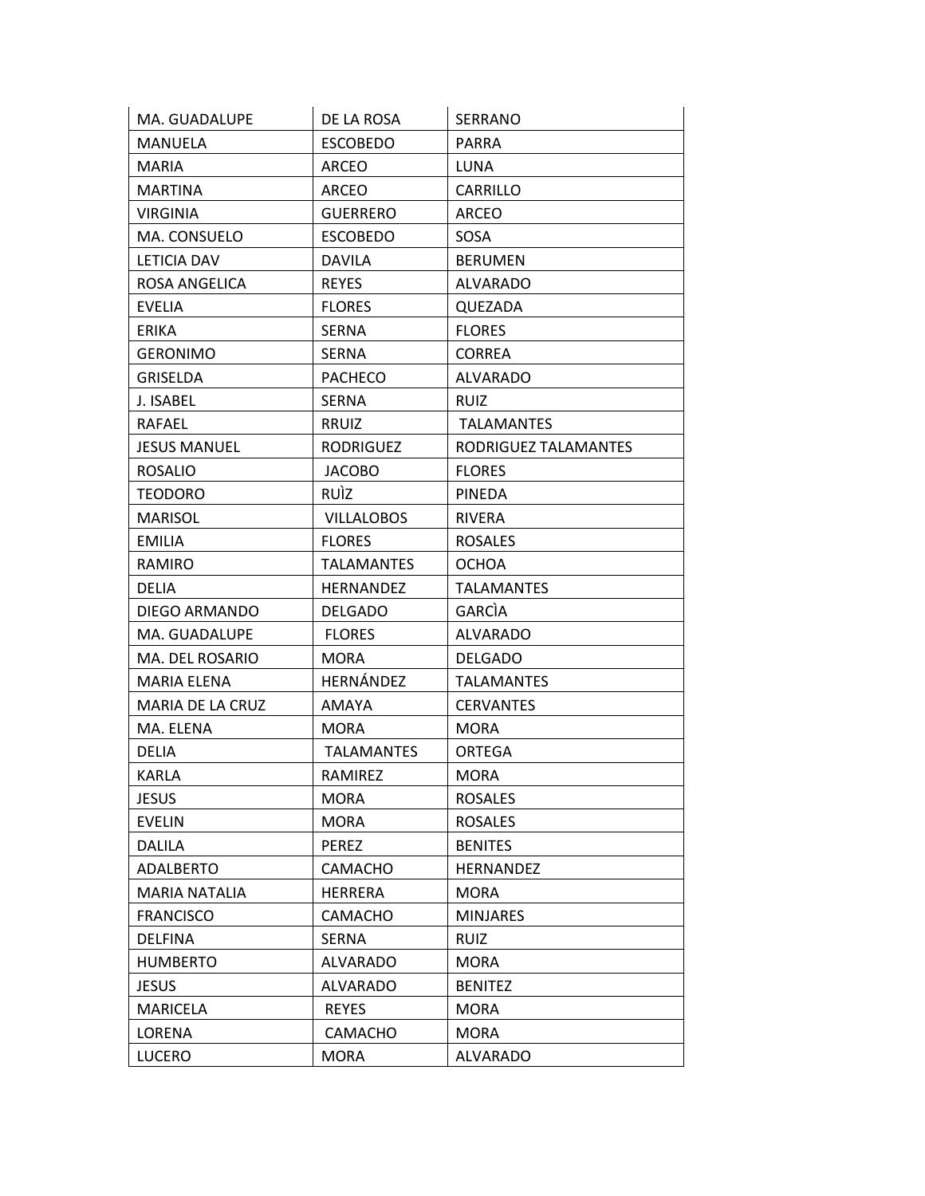| MA. GUADALUPE | DE LA ROSA | SERRANO |
|---|---|---|
| MANUELA | ESCOBEDO | PARRA |
| MARIA | ARCEO | LUNA |
| MARTINA | ARCEO | CARRILLO |
| VIRGINIA | GUERRERO | ARCEO |
| MA. CONSUELO | ESCOBEDO | SOSA |
| LETICIA DAV | DAVILA | BERUMEN |
| ROSA ANGELICA | REYES | ALVARADO |
| EVELIA | FLORES | QUEZADA |
| ERIKA | SERNA | FLORES |
| GERONIMO | SERNA | CORREA |
| GRISELDA | PACHECO | ALVARADO |
| J. ISABEL | SERNA | RUIZ |
| RAFAEL | RRUIZ | TALAMANTES |
| JESUS MANUEL | RODRIGUEZ | RODRIGUEZ TALAMANTES |
| ROSALIO | JACOBO | FLORES |
| TEODORO | RUÌZ | PINEDA |
| MARISOL | VILLALOBOS | RIVERA |
| EMILIA | FLORES | ROSALES |
| RAMIRO | TALAMANTES | OCHOA |
| DELIA | HERNANDEZ | TALAMANTES |
| DIEGO ARMANDO | DELGADO | GARCÌA |
| MA. GUADALUPE | FLORES | ALVARADO |
| MA. DEL ROSARIO | MORA | DELGADO |
| MARIA ELENA | HERNÁNDEZ | TALAMANTES |
| MARIA DE LA CRUZ | AMAYA | CERVANTES |
| MA. ELENA | MORA | MORA |
| DELIA | TALAMANTES | ORTEGA |
| KARLA | RAMIREZ | MORA |
| JESUS | MORA | ROSALES |
| EVELIN | MORA | ROSALES |
| DALILA | PEREZ | BENITES |
| ADALBERTO | CAMACHO | HERNANDEZ |
| MARIA NATALIA | HERRERA | MORA |
| FRANCISCO | CAMACHO | MINJARES |
| DELFINA | SERNA | RUIZ |
| HUMBERTO | ALVARADO | MORA |
| JESUS | ALVARADO | BENITEZ |
| MARICELA | REYES | MORA |
| LORENA | CAMACHO | MORA |
| LUCERO | MORA | ALVARADO |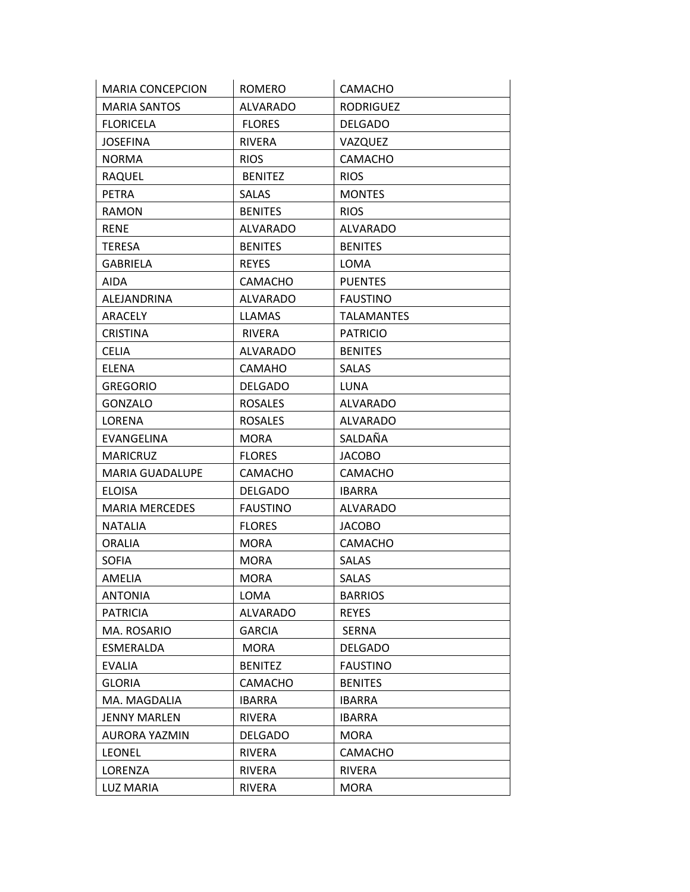| | | |
|---|---|---|
| MARIA CONCEPCION | ROMERO | CAMACHO |
| MARIA SANTOS | ALVARADO | RODRIGUEZ |
| FLORICELA | FLORES | DELGADO |
| JOSEFINA | RIVERA | VAZQUEZ |
| NORMA | RIOS | CAMACHO |
| RAQUEL | BENITEZ | RIOS |
| PETRA | SALAS | MONTES |
| RAMON | BENITES | RIOS |
| RENE | ALVARADO | ALVARADO |
| TERESA | BENITES | BENITES |
| GABRIELA | REYES | LOMA |
| AIDA | CAMACHO | PUENTES |
| ALEJANDRINA | ALVARADO | FAUSTINO |
| ARACELY | LLAMAS | TALAMANTES |
| CRISTINA | RIVERA | PATRICIO |
| CELIA | ALVARADO | BENITES |
| ELENA | CAMAHO | SALAS |
| GREGORIO | DELGADO | LUNA |
| GONZALO | ROSALES | ALVARADO |
| LORENA | ROSALES | ALVARADO |
| EVANGELINA | MORA | SALDAÑA |
| MARICRUZ | FLORES | JACOBO |
| MARIA GUADALUPE | CAMACHO | CAMACHO |
| ELOISA | DELGADO | IBARRA |
| MARIA MERCEDES | FAUSTINO | ALVARADO |
| NATALIA | FLORES | JACOBO |
| ORALIA | MORA | CAMACHO |
| SOFIA | MORA | SALAS |
| AMELIA | MORA | SALAS |
| ANTONIA | LOMA | BARRIOS |
| PATRICIA | ALVARADO | REYES |
| MA. ROSARIO | GARCIA | SERNA |
| ESMERALDA | MORA | DELGADO |
| EVALIA | BENITEZ | FAUSTINO |
| GLORIA | CAMACHO | BENITES |
| MA. MAGDALIA | IBARRA | IBARRA |
| JENNY MARLEN | RIVERA | IBARRA |
| AURORA YAZMIN | DELGADO | MORA |
| LEONEL | RIVERA | CAMACHO |
| LORENZA | RIVERA | RIVERA |
| LUZ MARIA | RIVERA | MORA |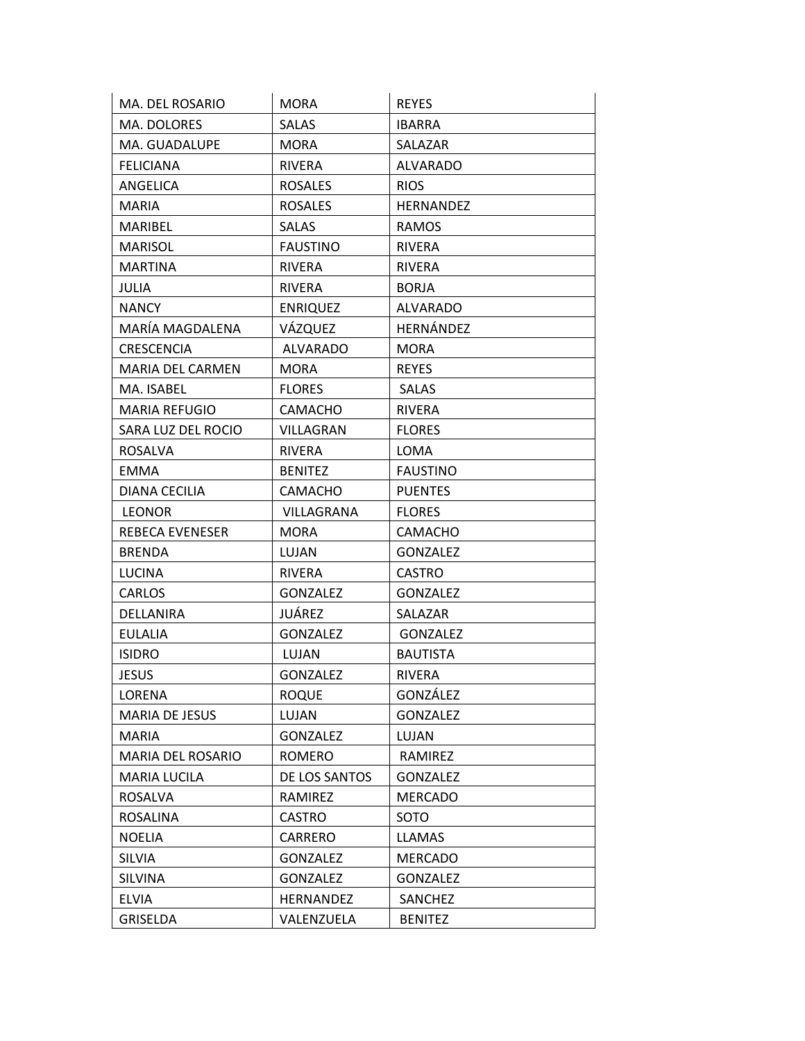| MA. DEL ROSARIO | MORA | REYES |
|---|---|---|
| MA. DOLORES | SALAS | IBARRA |
| MA. GUADALUPE | MORA | SALAZAR |
| FELICIANA | RIVERA | ALVARADO |
| ANGELICA | ROSALES | RIOS |
| MARIA | ROSALES | HERNANDEZ |
| MARIBEL | SALAS | RAMOS |
| MARISOL | FAUSTINO | RIVERA |
| MARTINA | RIVERA | RIVERA |
| JULIA | RIVERA | BORJA |
| NANCY | ENRIQUEZ | ALVARADO |
| MARÍA MAGDALENA | VÁZQUEZ | HERNÁNDEZ |
| CRESCENCIA | ALVARADO | MORA |
| MARIA DEL CARMEN | MORA | REYES |
| MA. ISABEL | FLORES | SALAS |
| MARIA REFUGIO | CAMACHO | RIVERA |
| SARA LUZ DEL ROCIO | VILLAGRAN | FLORES |
| ROSALVA | RIVERA | LOMA |
| EMMA | BENITEZ | FAUSTINO |
| DIANA CECILIA | CAMACHO | PUENTES |
| LEONOR | VILLAGRANA | FLORES |
| REBECA EVENESER | MORA | CAMACHO |
| BRENDA | LUJAN | GONZALEZ |
| LUCINA | RIVERA | CASTRO |
| CARLOS | GONZALEZ | GONZALEZ |
| DELLANIRA | JUÁREZ | SALAZAR |
| EULALIA | GONZALEZ | GONZALEZ |
| ISIDRO | LUJAN | BAUTISTA |
| JESUS | GONZALEZ | RIVERA |
| LORENA | ROQUE | GONZÁLEZ |
| MARIA DE JESUS | LUJAN | GONZALEZ |
| MARIA | GONZALEZ | LUJAN |
| MARIA DEL ROSARIO | ROMERO | RAMIREZ |
| MARIA LUCILA | DE LOS SANTOS | GONZALEZ |
| ROSALVA | RAMIREZ | MERCADO |
| ROSALINA | CASTRO | SOTO |
| NOELIA | CARRERO | LLAMAS |
| SILVIA | GONZALEZ | MERCADO |
| SILVINA | GONZALEZ | GONZALEZ |
| ELVIA | HERNANDEZ | SANCHEZ |
| GRISELDA | VALENZUELA | BENITEZ |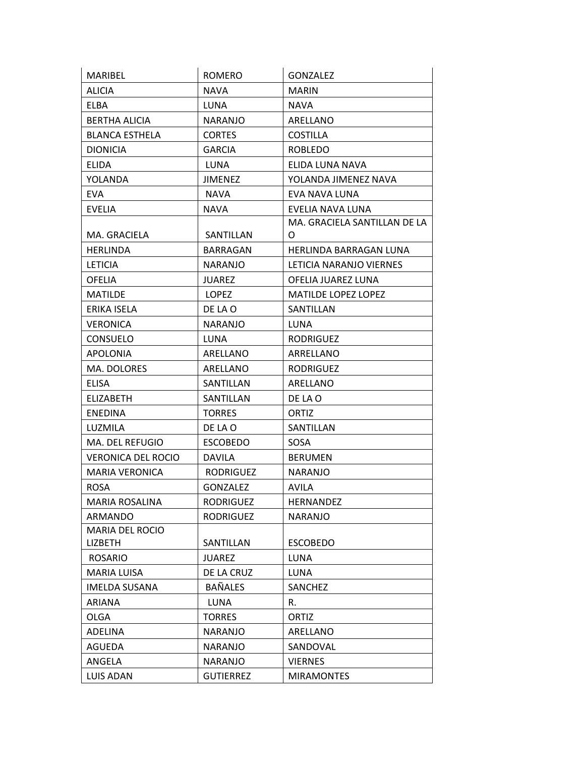| MARIBEL | ROMERO | GONZALEZ |
|---|---|---|
| ALICIA | NAVA | MARIN |
| ELBA | LUNA | NAVA |
| BERTHA ALICIA | NARANJO | ARELLANO |
| BLANCA ESTHELA | CORTES | COSTILLA |
| DIONICIA | GARCIA | ROBLEDO |
| ELIDA | LUNA | ELIDA LUNA NAVA |
| YOLANDA | JIMENEZ | YOLANDA JIMENEZ NAVA |
| EVA | NAVA | EVA NAVA LUNA |
| EVELIA | NAVA | EVELIA NAVA LUNA |
| MA. GRACIELA | SANTILLAN | MA. GRACIELA SANTILLAN DE LA O |
| HERLINDA | BARRAGAN | HERLINDA BARRAGAN LUNA |
| LETICIA | NARANJO | LETICIA NARANJO VIERNES |
| OFELIA | JUAREZ | OFELIA JUAREZ LUNA |
| MATILDE | LOPEZ | MATILDE LOPEZ LOPEZ |
| ERIKA ISELA | DE LA O | SANTILLAN |
| VERONICA | NARANJO | LUNA |
| CONSUELO | LUNA | RODRIGUEZ |
| APOLONIA | ARELLANO | ARRELLANO |
| MA. DOLORES | ARELLANO | RODRIGUEZ |
| ELISA | SANTILLAN | ARELLANO |
| ELIZABETH | SANTILLAN | DE LA O |
| ENEDINA | TORRES | ORTIZ |
| LUZMILA | DE LA O | SANTILLAN |
| MA. DEL REFUGIO | ESCOBEDO | SOSA |
| VERONICA DEL ROCIO | DAVILA | BERUMEN |
| MARIA VERONICA | RODRIGUEZ | NARANJO |
| ROSA | GONZALEZ | AVILA |
| MARIA ROSALINA | RODRIGUEZ | HERNANDEZ |
| ARMANDO | RODRIGUEZ | NARANJO |
| MARIA DEL ROCIO LIZBETH | SANTILLAN | ESCOBEDO |
| ROSARIO | JUAREZ | LUNA |
| MARIA LUISA | DE LA CRUZ | LUNA |
| IMELDA SUSANA | BAÑALES | SANCHEZ |
| ARIANA | LUNA | R. |
| OLGA | TORRES | ORTIZ |
| ADELINA | NARANJO | ARELLANO |
| AGUEDA | NARANJO | SANDOVAL |
| ANGELA | NARANJO | VIERNES |
| LUIS ADAN | GUTIERREZ | MIRAMONTES |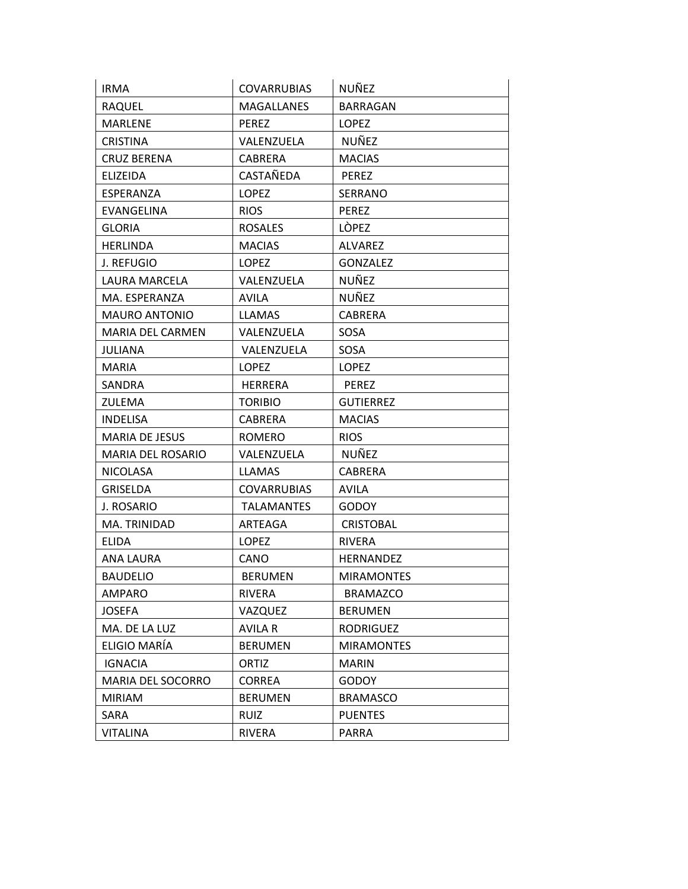| | | |
|---|---|---|
| IRMA | COVARRUBIAS | NUÑEZ |
| RAQUEL | MAGALLANES | BARRAGAN |
| MARLENE | PEREZ | LOPEZ |
| CRISTINA | VALENZUELA | NUÑEZ |
| CRUZ BERENA | CABRERA | MACIAS |
| ELIZEIDA | CASTAÑEDA | PEREZ |
| ESPERANZA | LOPEZ | SERRANO |
| EVANGELINA | RIOS | PEREZ |
| GLORIA | ROSALES | LÒPEZ |
| HERLINDA | MACIAS | ALVAREZ |
| J. REFUGIO | LOPEZ | GONZALEZ |
| LAURA MARCELA | VALENZUELA | NUÑEZ |
| MA. ESPERANZA | AVILA | NUÑEZ |
| MAURO ANTONIO | LLAMAS | CABRERA |
| MARIA DEL CARMEN | VALENZUELA | SOSA |
| JULIANA | VALENZUELA | SOSA |
| MARIA | LOPEZ | LOPEZ |
| SANDRA | HERRERA | PEREZ |
| ZULEMA | TORIBIO | GUTIERREZ |
| INDELISA | CABRERA | MACIAS |
| MARIA DE JESUS | ROMERO | RIOS |
| MARIA DEL ROSARIO | VALENZUELA | NUÑEZ |
| NICOLASA | LLAMAS | CABRERA |
| GRISELDA | COVARRUBIAS | AVILA |
| J. ROSARIO | TALAMANTES | GODOY |
| MA. TRINIDAD | ARTEAGA | CRISTOBAL |
| ELIDA | LOPEZ | RIVERA |
| ANA LAURA | CANO | HERNANDEZ |
| BAUDELIO | BERUMEN | MIRAMONTES |
| AMPARO | RIVERA | BRAMAZCO |
| JOSEFA | VAZQUEZ | BERUMEN |
| MA. DE LA LUZ | AVILA R | RODRIGUEZ |
| ELIGIO MARÍA | BERUMEN | MIRAMONTES |
| IGNACIA | ORTIZ | MARIN |
| MARIA DEL SOCORRO | CORREA | GODOY |
| MIRIAM | BERUMEN | BRAMASCO |
| SARA | RUIZ | PUENTES |
| VITALINA | RIVERA | PARRA |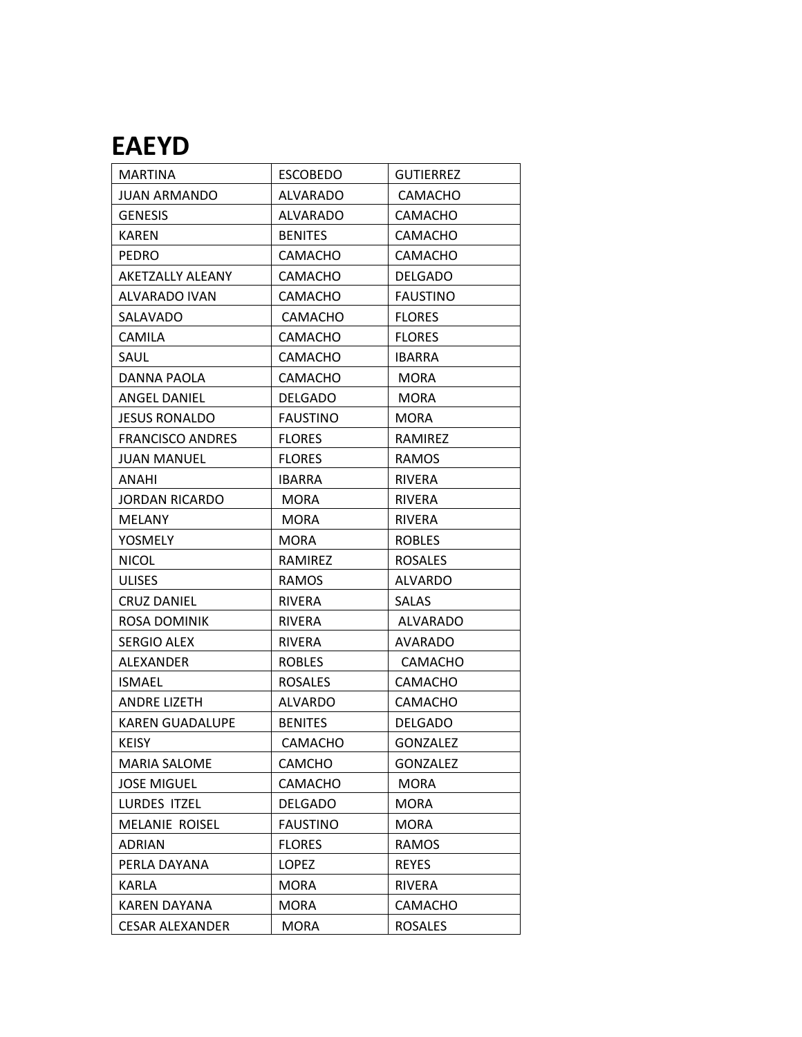# EAEYD

| | | |
|---|---|---|
| MARTINA | ESCOBEDO | GUTIERREZ |
| JUAN ARMANDO | ALVARADO | CAMACHO |
| GENESIS | ALVARADO | CAMACHO |
| KAREN | BENITES | CAMACHO |
| PEDRO | CAMACHO | CAMACHO |
| AKETZALLY ALEANY | CAMACHO | DELGADO |
| ALVARADO IVAN | CAMACHO | FAUSTINO |
| SALAVADO | CAMACHO | FLORES |
| CAMILA | CAMACHO | FLORES |
| SAUL | CAMACHO | IBARRA |
| DANNA PAOLA | CAMACHO | MORA |
| ANGEL DANIEL | DELGADO | MORA |
| JESUS RONALDO | FAUSTINO | MORA |
| FRANCISCO ANDRES | FLORES | RAMIREZ |
| JUAN MANUEL | FLORES | RAMOS |
| ANAHI | IBARRA | RIVERA |
| JORDAN RICARDO | MORA | RIVERA |
| MELANY | MORA | RIVERA |
| YOSMELY | MORA | ROBLES |
| NICOL | RAMIREZ | ROSALES |
| ULISES | RAMOS | ALVARDO |
| CRUZ DANIEL | RIVERA | SALAS |
| ROSA DOMINIK | RIVERA | ALVARADO |
| SERGIO ALEX | RIVERA | AVARADO |
| ALEXANDER | ROBLES | CAMACHO |
| ISMAEL | ROSALES | CAMACHO |
| ANDRE LIZETH | ALVARDO | CAMACHO |
| KAREN GUADALUPE | BENITES | DELGADO |
| KEISY | CAMACHO | GONZALEZ |
| MARIA SALOME | CAMCHO | GONZALEZ |
| JOSE MIGUEL | CAMACHO | MORA |
| LURDES ITZEL | DELGADO | MORA |
| MELANIE ROISEL | FAUSTINO | MORA |
| ADRIAN | FLORES | RAMOS |
| PERLA DAYANA | LOPEZ | REYES |
| KARLA | MORA | RIVERA |
| KAREN DAYANA | MORA | CAMACHO |
| CESAR ALEXANDER | MORA | ROSALES |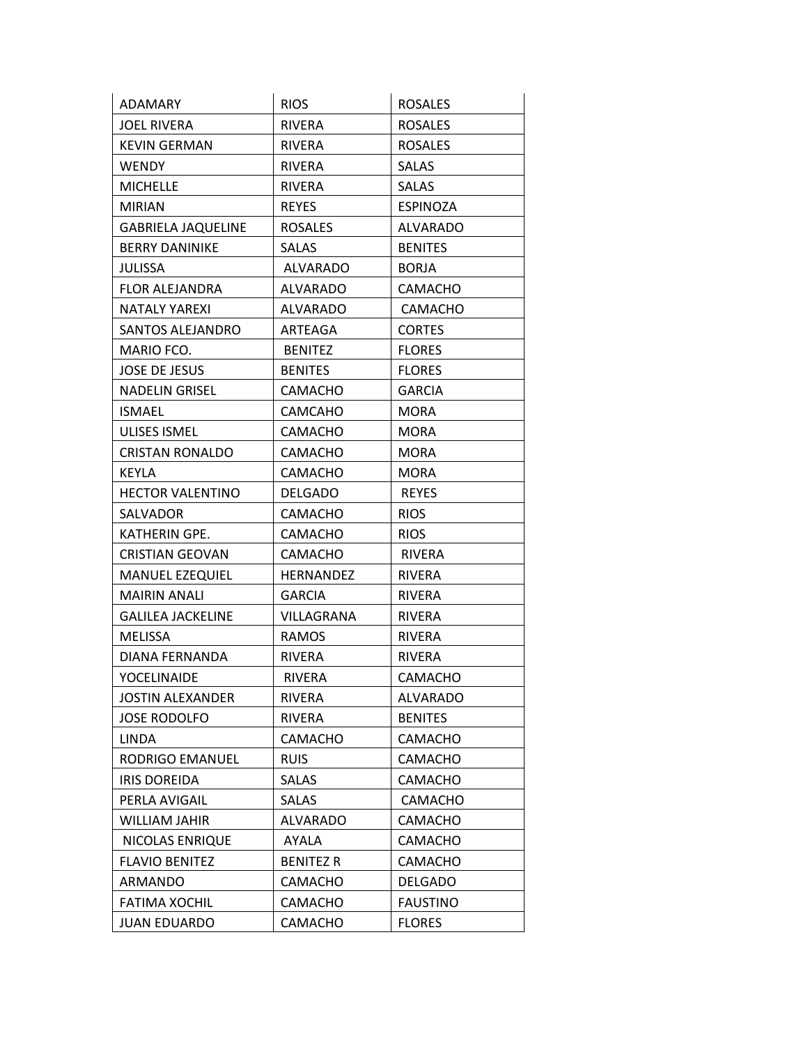| ADAMARY | RIOS | ROSALES |
|---|---|---|
| JOEL RIVERA | RIVERA | ROSALES |
| KEVIN GERMAN | RIVERA | ROSALES |
| WENDY | RIVERA | SALAS |
| MICHELLE | RIVERA | SALAS |
| MIRIAN | REYES | ESPINOZA |
| GABRIELA JAQUELINE | ROSALES | ALVARADO |
| BERRY DANINIKE | SALAS | BENITES |
| JULISSA | ALVARADO | BORJA |
| FLOR ALEJANDRA | ALVARADO | CAMACHO |
| NATALY YAREXI | ALVARADO | CAMACHO |
| SANTOS ALEJANDRO | ARTEAGA | CORTES |
| MARIO FCO. | BENITEZ | FLORES |
| JOSE DE JESUS | BENITES | FLORES |
| NADELIN GRISEL | CAMACHO | GARCIA |
| ISMAEL | CAMCAHO | MORA |
| ULISES ISMEL | CAMACHO | MORA |
| CRISTAN RONALDO | CAMACHO | MORA |
| KEYLA | CAMACHO | MORA |
| HECTOR VALENTINO | DELGADO | REYES |
| SALVADOR | CAMACHO | RIOS |
| KATHERIN GPE. | CAMACHO | RIOS |
| CRISTIAN GEOVAN | CAMACHO | RIVERA |
| MANUEL EZEQUIEL | HERNANDEZ | RIVERA |
| MAIRIN ANALI | GARCIA | RIVERA |
| GALILEA JACKELINE | VILLAGRANA | RIVERA |
| MELISSA | RAMOS | RIVERA |
| DIANA FERNANDA | RIVERA | RIVERA |
| YOCELINAIDE | RIVERA | CAMACHO |
| JOSTIN ALEXANDER | RIVERA | ALVARADO |
| JOSE RODOLFO | RIVERA | BENITES |
| LINDA | CAMACHO | CAMACHO |
| RODRIGO EMANUEL | RUIS | CAMACHO |
| IRIS DOREIDA | SALAS | CAMACHO |
| PERLA AVIGAIL | SALAS | CAMACHO |
| WILLIAM JAHIR | ALVARADO | CAMACHO |
| NICOLAS ENRIQUE | AYALA | CAMACHO |
| FLAVIO BENITEZ | BENITEZ R | CAMACHO |
| ARMANDO | CAMACHO | DELGADO |
| FATIMA XOCHIL | CAMACHO | FAUSTINO |
| JUAN EDUARDO | CAMACHO | FLORES |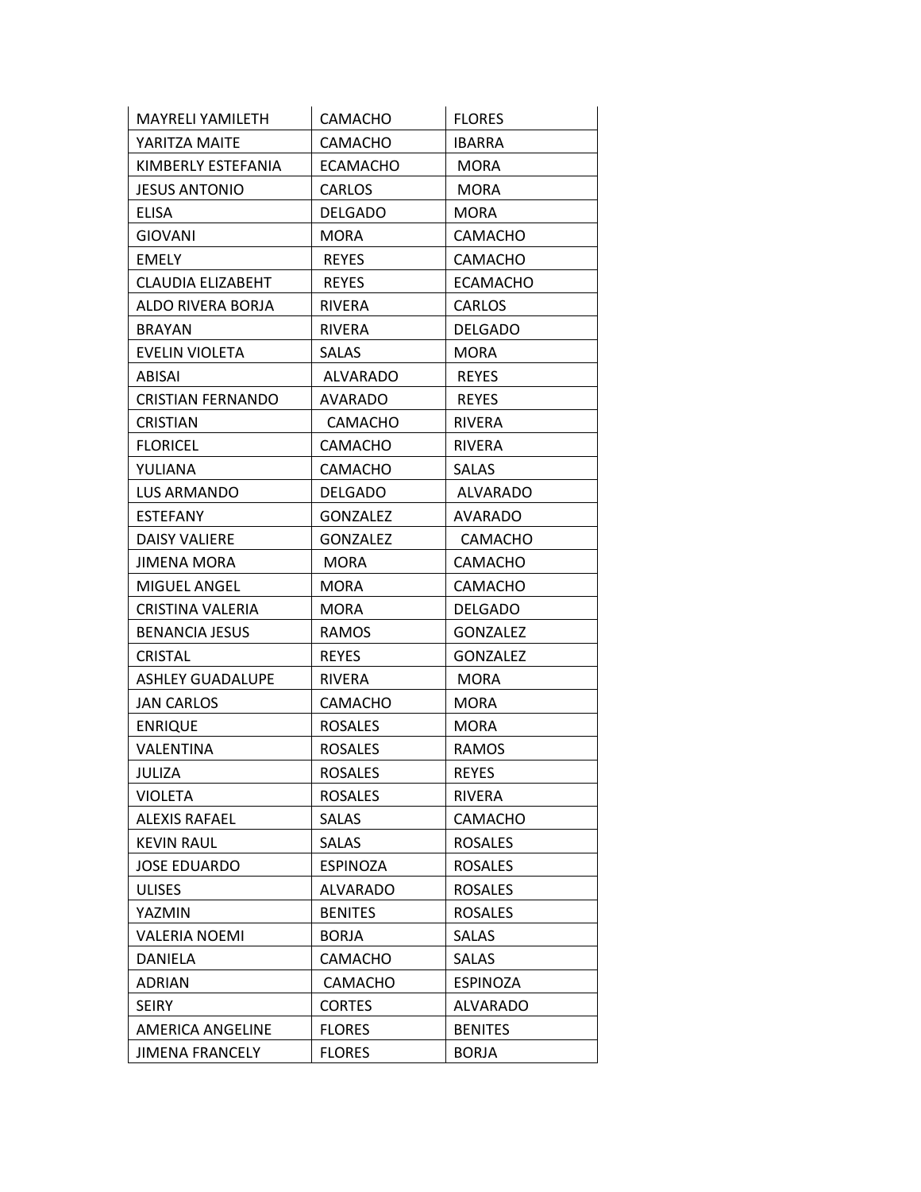| MAYRELI YAMILETH | CAMACHO | FLORES |
|---|---|---|
| YARITZA MAITE | CAMACHO | IBARRA |
| KIMBERLY ESTEFANIA | ECAMACHO | MORA |
| JESUS ANTONIO | CARLOS | MORA |
| ELISA | DELGADO | MORA |
| GIOVANI | MORA | CAMACHO |
| EMELY | REYES | CAMACHO |
| CLAUDIA ELIZABEHT | REYES | ECAMACHO |
| ALDO RIVERA BORJA | RIVERA | CARLOS |
| BRAYAN | RIVERA | DELGADO |
| EVELIN VIOLETA | SALAS | MORA |
| ABISAI | ALVARADO | REYES |
| CRISTIAN FERNANDO | AVARADO | REYES |
| CRISTIAN | CAMACHO | RIVERA |
| FLORICEL | CAMACHO | RIVERA |
| YULIANA | CAMACHO | SALAS |
| LUS ARMANDO | DELGADO | ALVARADO |
| ESTEFANY | GONZALEZ | AVARADO |
| DAISY VALIERE | GONZALEZ | CAMACHO |
| JIMENA MORA | MORA | CAMACHO |
| MIGUEL ANGEL | MORA | CAMACHO |
| CRISTINA VALERIA | MORA | DELGADO |
| BENANCIA JESUS | RAMOS | GONZALEZ |
| CRISTAL | REYES | GONZALEZ |
| ASHLEY GUADALUPE | RIVERA | MORA |
| JAN CARLOS | CAMACHO | MORA |
| ENRIQUE | ROSALES | MORA |
| VALENTINA | ROSALES | RAMOS |
| JULIZA | ROSALES | REYES |
| VIOLETA | ROSALES | RIVERA |
| ALEXIS RAFAEL | SALAS | CAMACHO |
| KEVIN RAUL | SALAS | ROSALES |
| JOSE EDUARDO | ESPINOZA | ROSALES |
| ULISES | ALVARADO | ROSALES |
| YAZMIN | BENITES | ROSALES |
| VALERIA NOEMI | BORJA | SALAS |
| DANIELA | CAMACHO | SALAS |
| ADRIAN | CAMACHO | ESPINOZA |
| SEIRY | CORTES | ALVARADO |
| AMERICA ANGELINE | FLORES | BENITES |
| JIMENA FRANCELY | FLORES | BORJA |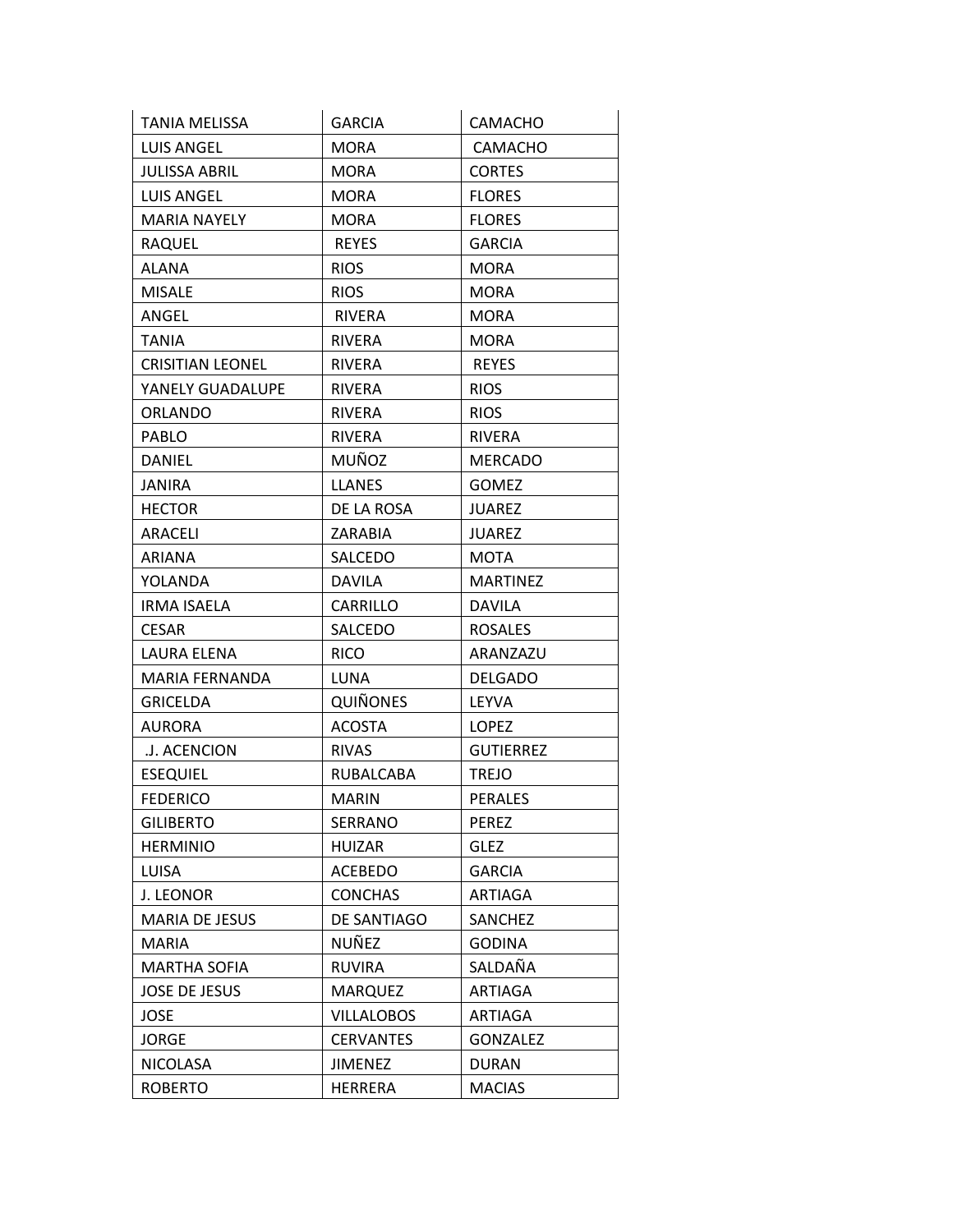| TANIA MELISSA | GARCIA | CAMACHO |
|---|---|---|
| LUIS ANGEL | MORA | CAMACHO |
| JULISSA ABRIL | MORA | CORTES |
| LUIS ANGEL | MORA | FLORES |
| MARIA NAYELY | MORA | FLORES |
| RAQUEL | REYES | GARCIA |
| ALANA | RIOS | MORA |
| MISALE | RIOS | MORA |
| ANGEL | RIVERA | MORA |
| TANIA | RIVERA | MORA |
| CRISITIAN LEONEL | RIVERA | REYES |
| YANELY GUADALUPE | RIVERA | RIOS |
| ORLANDO | RIVERA | RIOS |
| PABLO | RIVERA | RIVERA |
| DANIEL | MUÑOZ | MERCADO |
| JANIRA | LLANES | GOMEZ |
| HECTOR | DE LA ROSA | JUAREZ |
| ARACELI | ZARABIA | JUAREZ |
| ARIANA | SALCEDO | MOTA |
| YOLANDA | DAVILA | MARTINEZ |
| IRMA ISAELA | CARRILLO | DAVILA |
| CESAR | SALCEDO | ROSALES |
| LAURA ELENA | RICO | ARANZAZU |
| MARIA FERNANDA | LUNA | DELGADO |
| GRICELDA | QUIÑONES | LEYVA |
| AURORA | ACOSTA | LOPEZ |
| .J. ACENCION | RIVAS | GUTIERREZ |
| ESEQUIEL | RUBALCABA | TREJO |
| FEDERICO | MARIN | PERALES |
| GILIBERTO | SERRANO | PEREZ |
| HERMINIO | HUIZAR | GLEZ |
| LUISA | ACEBEDO | GARCIA |
| J. LEONOR | CONCHAS | ARTIAGA |
| MARIA DE JESUS | DE SANTIAGO | SANCHEZ |
| MARIA | NUÑEZ | GODINA |
| MARTHA SOFIA | RUVIRA | SALDAÑA |
| JOSE DE JESUS | MARQUEZ | ARTIAGA |
| JOSE | VILLALOBOS | ARTIAGA |
| JORGE | CERVANTES | GONZALEZ |
| NICOLASA | JIMENEZ | DURAN |
| ROBERTO | HERRERA | MACIAS |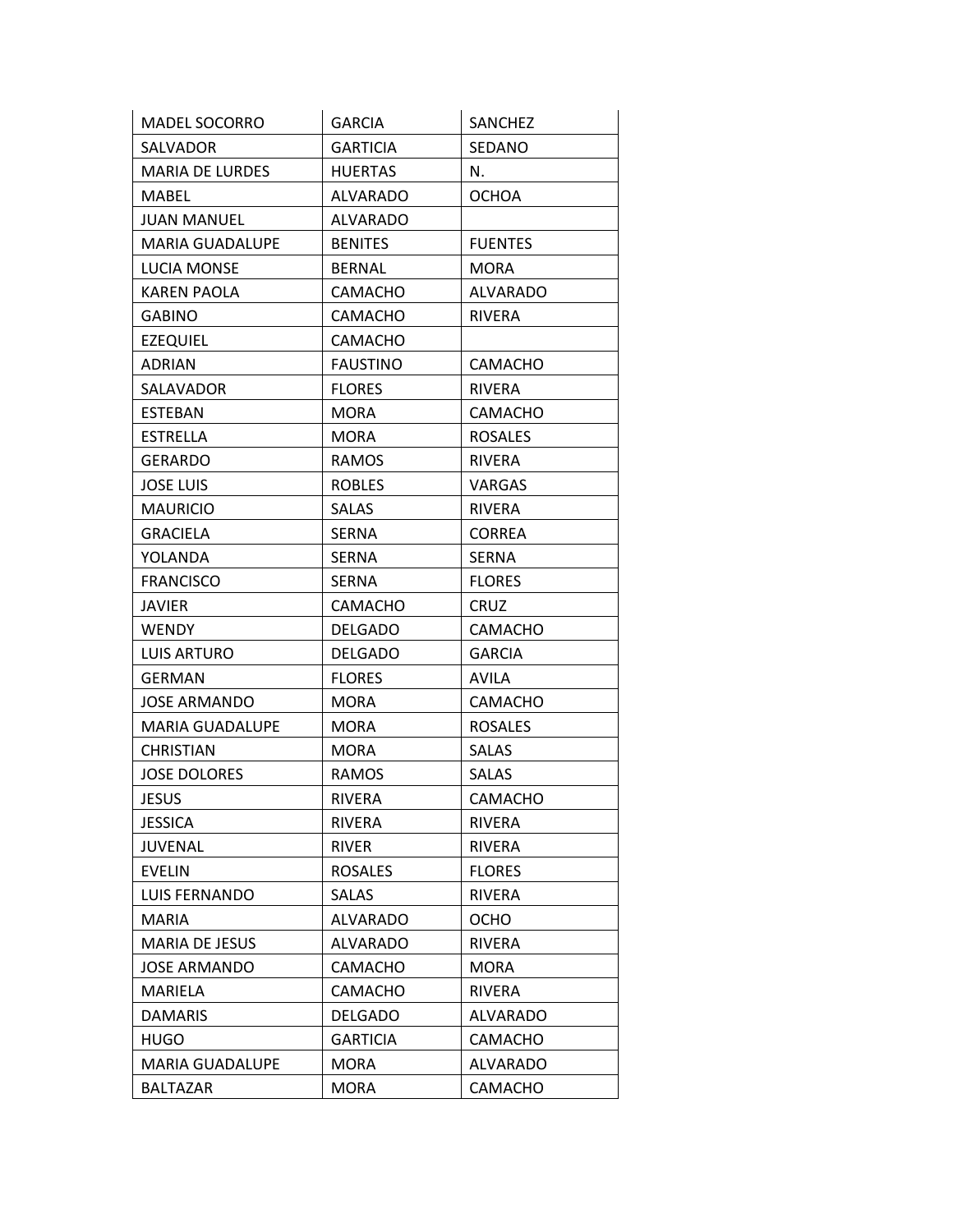| MADEL SOCORRO | GARCIA | SANCHEZ |
|---|---|---|
| SALVADOR | GARTICIA | SEDANO |
| MARIA DE LURDES | HUERTAS | N. |
| MABEL | ALVARADO | OCHOA |
| JUAN MANUEL | ALVARADO | |
| MARIA GUADALUPE | BENITES | FUENTES |
| LUCIA MONSE | BERNAL | MORA |
| KAREN PAOLA | CAMACHO | ALVARADO |
| GABINO | CAMACHO | RIVERA |
| EZEQUIEL | CAMACHO | |
| ADRIAN | FAUSTINO | CAMACHO |
| SALAVADOR | FLORES | RIVERA |
| ESTEBAN | MORA | CAMACHO |
| ESTRELLA | MORA | ROSALES |
| GERARDO | RAMOS | RIVERA |
| JOSE LUIS | ROBLES | VARGAS |
| MAURICIO | SALAS | RIVERA |
| GRACIELA | SERNA | CORREA |
| YOLANDA | SERNA | SERNA |
| FRANCISCO | SERNA | FLORES |
| JAVIER | CAMACHO | CRUZ |
| WENDY | DELGADO | CAMACHO |
| LUIS ARTURO | DELGADO | GARCIA |
| GERMAN | FLORES | AVILA |
| JOSE ARMANDO | MORA | CAMACHO |
| MARIA GUADALUPE | MORA | ROSALES |
| CHRISTIAN | MORA | SALAS |
| JOSE DOLORES | RAMOS | SALAS |
| JESUS | RIVERA | CAMACHO |
| JESSICA | RIVERA | RIVERA |
| JUVENAL | RIVER | RIVERA |
| EVELIN | ROSALES | FLORES |
| LUIS FERNANDO | SALAS | RIVERA |
| MARIA | ALVARADO | OCHO |
| MARIA DE JESUS | ALVARADO | RIVERA |
| JOSE ARMANDO | CAMACHO | MORA |
| MARIELA | CAMACHO | RIVERA |
| DAMARIS | DELGADO | ALVARADO |
| HUGO | GARTICIA | CAMACHO |
| MARIA GUADALUPE | MORA | ALVARADO |
| BALTAZAR | MORA | CAMACHO |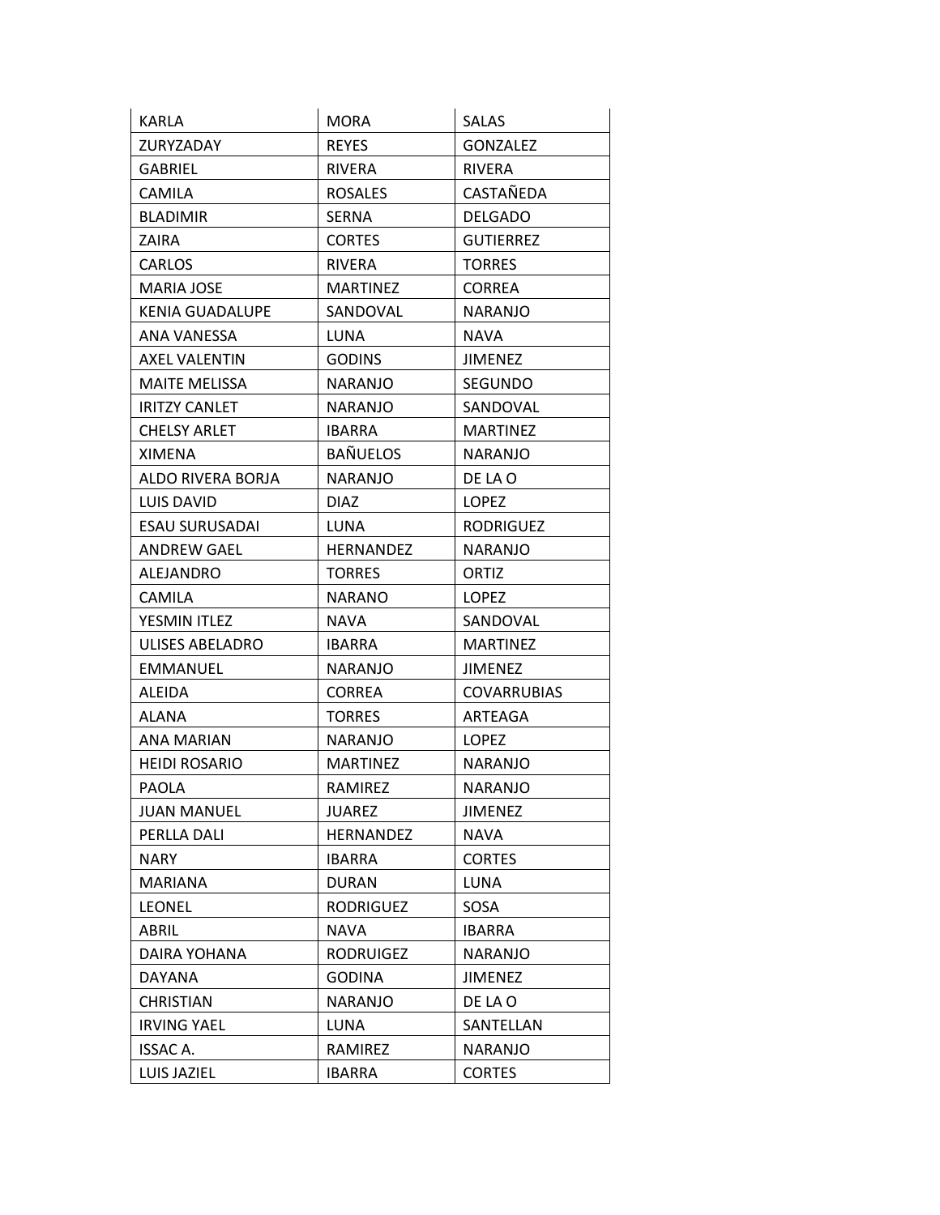| KARLA | MORA | SALAS |
|---|---|---|
| ZURYZADAY | REYES | GONZALEZ |
| GABRIEL | RIVERA | RIVERA |
| CAMILA | ROSALES | CASTAÑEDA |
| BLADIMIR | SERNA | DELGADO |
| ZAIRA | CORTES | GUTIERREZ |
| CARLOS | RIVERA | TORRES |
| MARIA JOSE | MARTINEZ | CORREA |
| KENIA GUADALUPE | SANDOVAL | NARANJO |
| ANA VANESSA | LUNA | NAVA |
| AXEL VALENTIN | GODINS | JIMENEZ |
| MAITE MELISSA | NARANJO | SEGUNDO |
| IRITZY CANLET | NARANJO | SANDOVAL |
| CHELSY ARLET | IBARRA | MARTINEZ |
| XIMENA | BAÑUELOS | NARANJO |
| ALDO RIVERA BORJA | NARANJO | DE LA O |
| LUIS DAVID | DIAZ | LOPEZ |
| ESAU SURUSADAI | LUNA | RODRIGUEZ |
| ANDREW GAEL | HERNANDEZ | NARANJO |
| ALEJANDRO | TORRES | ORTIZ |
| CAMILA | NARANO | LOPEZ |
| YESMIN ITLEZ | NAVA | SANDOVAL |
| ULISES ABELADRO | IBARRA | MARTINEZ |
| EMMANUEL | NARANJO | JIMENEZ |
| ALEIDA | CORREA | COVARRUBIAS |
| ALANA | TORRES | ARTEAGA |
| ANA MARIAN | NARANJO | LOPEZ |
| HEIDI ROSARIO | MARTINEZ | NARANJO |
| PAOLA | RAMIREZ | NARANJO |
| JUAN MANUEL | JUAREZ | JIMENEZ |
| PERLLA DALI | HERNANDEZ | NAVA |
| NARY | IBARRA | CORTES |
| MARIANA | DURAN | LUNA |
| LEONEL | RODRIGUEZ | SOSA |
| ABRIL | NAVA | IBARRA |
| DAIRA YOHANA | RODRUIGEZ | NARANJO |
| DAYANA | GODINA | JIMENEZ |
| CHRISTIAN | NARANJO | DE LA O |
| IRVING YAEL | LUNA | SANTELLAN |
| ISSAC A. | RAMIREZ | NARANJO |
| LUIS JAZIEL | IBARRA | CORTES |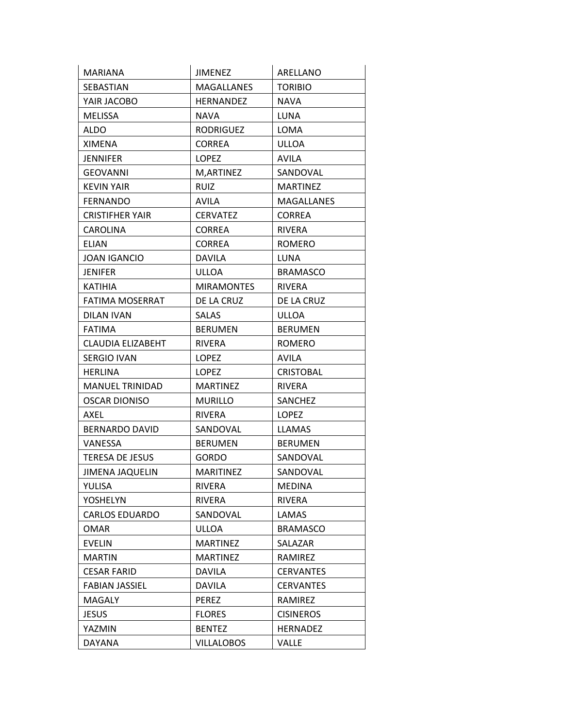| MARIANA | JIMENEZ | ARELLANO |
|---|---|---|
| SEBASTIAN | MAGALLANES | TORIBIO |
| YAIR JACOBO | HERNANDEZ | NAVA |
| MELISSA | NAVA | LUNA |
| ALDO | RODRIGUEZ | LOMA |
| XIMENA | CORREA | ULLOA |
| JENNIFER | LOPEZ | AVILA |
| GEOVANNI | M,ARTINEZ | SANDOVAL |
| KEVIN YAIR | RUIZ | MARTINEZ |
| FERNANDO | AVILA | MAGALLANES |
| CRISTIFHER YAIR | CERVATEZ | CORREA |
| CAROLINA | CORREA | RIVERA |
| ELIAN | CORREA | ROMERO |
| JOAN IGANCIO | DAVILA | LUNA |
| JENIFER | ULLOA | BRAMASCO |
| KATIHIA | MIRAMONTES | RIVERA |
| FATIMA MOSERRAT | DE LA CRUZ | DE LA CRUZ |
| DILAN IVAN | SALAS | ULLOA |
| FATIMA | BERUMEN | BERUMEN |
| CLAUDIA ELIZABEHT | RIVERA | ROMERO |
| SERGIO IVAN | LOPEZ | AVILA |
| HERLINA | LOPEZ | CRISTOBAL |
| MANUEL TRINIDAD | MARTINEZ | RIVERA |
| OSCAR DIONISO | MURILLO | SANCHEZ |
| AXEL | RIVERA | LOPEZ |
| BERNARDO DAVID | SANDOVAL | LLAMAS |
| VANESSA | BERUMEN | BERUMEN |
| TERESA DE JESUS | GORDO | SANDOVAL |
| JIMENA JAQUELIN | MARITINEZ | SANDOVAL |
| YULISA | RIVERA | MEDINA |
| YOSHELYN | RIVERA | RIVERA |
| CARLOS EDUARDO | SANDOVAL | LAMAS |
| OMAR | ULLOA | BRAMASCO |
| EVELIN | MARTINEZ | SALAZAR |
| MARTIN | MARTINEZ | RAMIREZ |
| CESAR FARID | DAVILA | CERVANTES |
| FABIAN JASSIEL | DAVILA | CERVANTES |
| MAGALY | PEREZ | RAMIREZ |
| JESUS | FLORES | CISINEROS |
| YAZMIN | BENTEZ | HERNADEZ |
| DAYANA | VILLALOBOS | VALLE |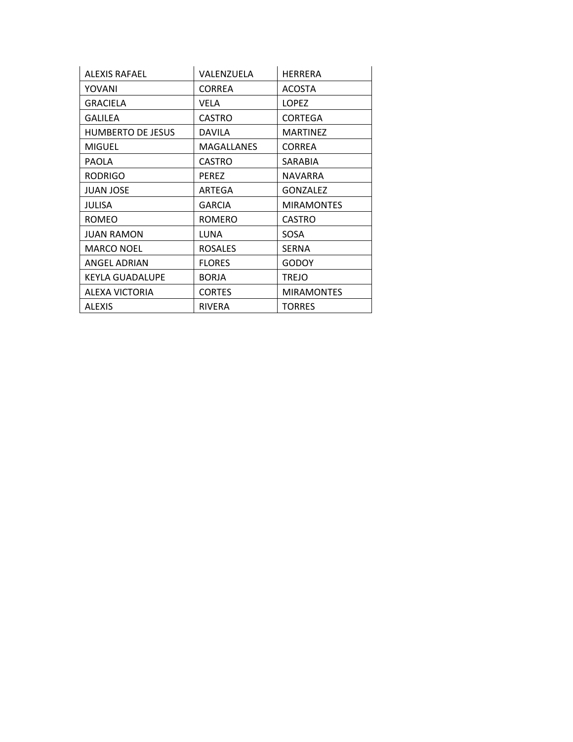| | | |
|---|---|---|
| ALEXIS RAFAEL | VALENZUELA | HERRERA |
| YOVANI | CORREA | ACOSTA |
| GRACIELA | VELA | LOPEZ |
| GALILEA | CASTRO | CORTEGA |
| HUMBERTO DE JESUS | DAVILA | MARTINEZ |
| MIGUEL | MAGALLANES | CORREA |
| PAOLA | CASTRO | SARABIA |
| RODRIGO | PEREZ | NAVARRA |
| JUAN JOSE | ARTEGA | GONZALEZ |
| JULISA | GARCIA | MIRAMONTES |
| ROMEO | ROMERO | CASTRO |
| JUAN RAMON | LUNA | SOSA |
| MARCO NOEL | ROSALES | SERNA |
| ANGEL ADRIAN | FLORES | GODOY |
| KEYLA GUADALUPE | BORJA | TREJO |
| ALEXA VICTORIA | CORTES | MIRAMONTES |
| ALEXIS | RIVERA | TORRES |